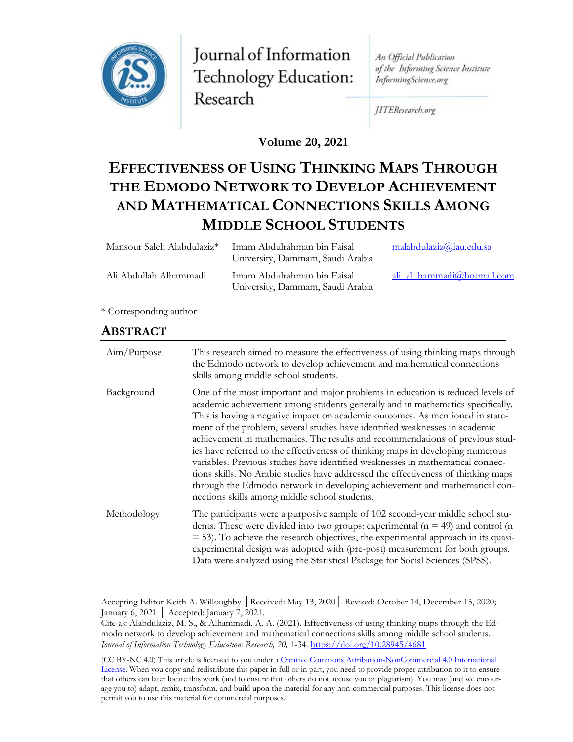# Effectiveness of Using Thinking Maps Through the Edmodo Network to Develop Achievement and Mathematical Connections Skills Among Middle School Students

**Volume 20, 2021**

| | | |
|---|---|---|
| Mansour Saleh Alabdulaziz* | Imam Abdulrahman bin Faisal University, Dammam, Saudi Arabia | malabdulaziz@iau.edu.sa |
| Ali Abdullah Alhammadi | Imam Abdulrahman bin Faisal University, Dammam, Saudi Arabia | ali_al_hammadi@hotmail.com |

\* Corresponding author

## Abstract

| | |
|---|---|
| Aim/Purpose | This research aimed to measure the effectiveness of using thinking maps through the Edmodo network to develop achievement and mathematical connections skills among middle school students. |
| Background | One of the most important and major problems in education is reduced levels of academic achievement among students generally and in mathematics specifically. This is having a negative impact on academic outcomes. As mentioned in statement of the problem, several studies have identified weaknesses in academic achievement in mathematics. The results and recommendations of previous studies have referred to the effectiveness of thinking maps in developing numerous variables. Previous studies have identified weaknesses in mathematical connections skills. No Arabic studies have addressed the effectiveness of thinking maps through the Edmodo network in developing achievement and mathematical connections skills among middle school students. |
| Methodology | The participants were a purposive sample of 102 second-year middle school students. These were divided into two groups: experimental (n = 49) and control (n = 53). To achieve the research objectives, the experimental approach in its quasi-experimental design was adopted with (pre-post) measurement for both groups. Data were analyzed using the Statistical Package for Social Sciences (SPSS). |

Accepting Editor Keith A. Willoughby │Received: May 13, 2020│ Revised: October 14, December 15, 2020; January 6, 2021 │ Accepted: January 7, 2021.

Cite as: Alabdulaziz, M. S., & Alhammadi, A. A. (2021). Effectiveness of using thinking maps through the Edmodo network to develop achievement and mathematical connections skills among middle school students. *Journal of Information Technology Education: Research, 20,* 1-34. https://doi.org/10.28945/4681

(CC BY-NC 4.0) This article is licensed to you under a Creative Commons Attribution-NonCommercial 4.0 International License. When you copy and redistribute this paper in full or in part, you need to provide proper attribution to it to ensure that others can later locate this work (and to ensure that others do not accuse you of plagiarism). You may (and we encourage you to) adapt, remix, transform, and build upon the material for any non-commercial purposes. This license does not permit you to use this material for commercial purposes.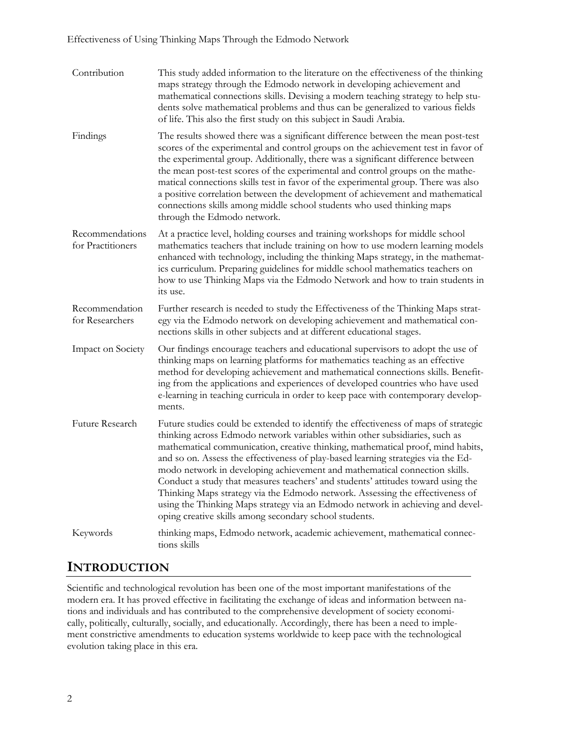| | |
|---|---|
| Contribution | This study added information to the literature on the effectiveness of the thinking maps strategy through the Edmodo network in developing achievement and mathematical connections skills. Devising a modern teaching strategy to help students solve mathematical problems and thus can be generalized to various fields of life. This also the first study on this subject in Saudi Arabia. |
| Findings | The results showed there was a significant difference between the mean post-test scores of the experimental and control groups on the achievement test in favor of the experimental group. Additionally, there was a significant difference between the mean post-test scores of the experimental and control groups on the mathematical connections skills test in favor of the experimental group. There was also a positive correlation between the development of achievement and mathematical connections skills among middle school students who used thinking maps through the Edmodo network. |
| Recommendations for Practitioners | At a practice level, holding courses and training workshops for middle school mathematics teachers that include training on how to use modern learning models enhanced with technology, including the thinking Maps strategy, in the mathematics curriculum. Preparing guidelines for middle school mathematics teachers on how to use Thinking Maps via the Edmodo Network and how to train students in its use. |
| Recommendation for Researchers | Further research is needed to study the Effectiveness of the Thinking Maps strategy via the Edmodo network on developing achievement and mathematical connections skills in other subjects and at different educational stages. |
| Impact on Society | Our findings encourage teachers and educational supervisors to adopt the use of thinking maps on learning platforms for mathematics teaching as an effective method for developing achievement and mathematical connections skills. Benefiting from the applications and experiences of developed countries who have used e-learning in teaching curricula in order to keep pace with contemporary developments. |
| Future Research | Future studies could be extended to identify the effectiveness of maps of strategic thinking across Edmodo network variables within other subsidiaries, such as mathematical communication, creative thinking, mathematical proof, mind habits, and so on. Assess the effectiveness of play-based learning strategies via the Edmodo network in developing achievement and mathematical connection skills. Conduct a study that measures teachers' and students' attitudes toward using the Thinking Maps strategy via the Edmodo network. Assessing the effectiveness of using the Thinking Maps strategy via an Edmodo network in achieving and developing creative skills among secondary school students. |
| Keywords | thinking maps, Edmodo network, academic achievement, mathematical connections skills |

## INTRODUCTION

Scientific and technological revolution has been one of the most important manifestations of the modern era. It has proved effective in facilitating the exchange of ideas and information between nations and individuals and has contributed to the comprehensive development of society economically, politically, culturally, socially, and educationally. Accordingly, there has been a need to implement constrictive amendments to education systems worldwide to keep pace with the technological evolution taking place in this era.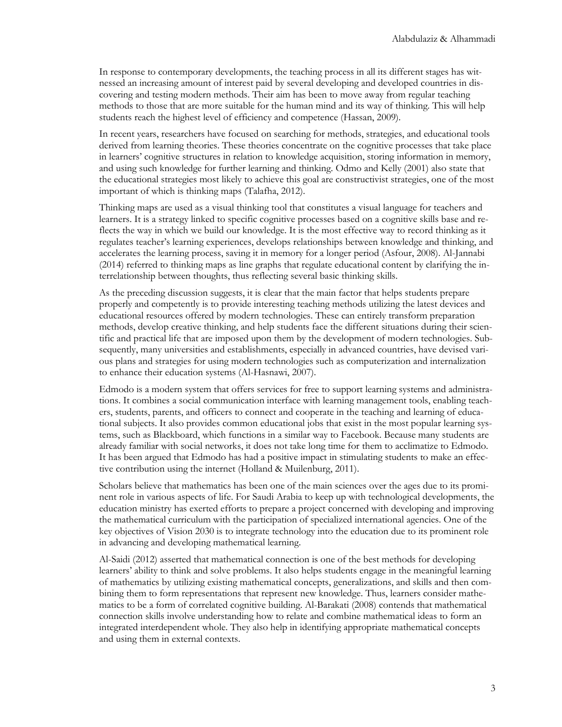In response to contemporary developments, the teaching process in all its different stages has witnessed an increasing amount of interest paid by several developing and developed countries in discovering and testing modern methods. Their aim has been to move away from regular teaching methods to those that are more suitable for the human mind and its way of thinking. This will help students reach the highest level of efficiency and competence (Hassan, 2009).

In recent years, researchers have focused on searching for methods, strategies, and educational tools derived from learning theories. These theories concentrate on the cognitive processes that take place in learners' cognitive structures in relation to knowledge acquisition, storing information in memory, and using such knowledge for further learning and thinking. Odmo and Kelly (2001) also state that the educational strategies most likely to achieve this goal are constructivist strategies, one of the most important of which is thinking maps (Talafha, 2012).

Thinking maps are used as a visual thinking tool that constitutes a visual language for teachers and learners. It is a strategy linked to specific cognitive processes based on a cognitive skills base and reflects the way in which we build our knowledge. It is the most effective way to record thinking as it regulates teacher's learning experiences, develops relationships between knowledge and thinking, and accelerates the learning process, saving it in memory for a longer period (Asfour, 2008). Al-Jannabi (2014) referred to thinking maps as line graphs that regulate educational content by clarifying the interrelationship between thoughts, thus reflecting several basic thinking skills.

As the preceding discussion suggests, it is clear that the main factor that helps students prepare properly and competently is to provide interesting teaching methods utilizing the latest devices and educational resources offered by modern technologies. These can entirely transform preparation methods, develop creative thinking, and help students face the different situations during their scientific and practical life that are imposed upon them by the development of modern technologies. Subsequently, many universities and establishments, especially in advanced countries, have devised various plans and strategies for using modern technologies such as computerization and internalization to enhance their education systems (Al-Hasnawi, 2007).

Edmodo is a modern system that offers services for free to support learning systems and administrations. It combines a social communication interface with learning management tools, enabling teachers, students, parents, and officers to connect and cooperate in the teaching and learning of educational subjects. It also provides common educational jobs that exist in the most popular learning systems, such as Blackboard, which functions in a similar way to Facebook. Because many students are already familiar with social networks, it does not take long time for them to acclimatize to Edmodo. It has been argued that Edmodo has had a positive impact in stimulating students to make an effective contribution using the internet (Holland & Muilenburg, 2011).

Scholars believe that mathematics has been one of the main sciences over the ages due to its prominent role in various aspects of life. For Saudi Arabia to keep up with technological developments, the education ministry has exerted efforts to prepare a project concerned with developing and improving the mathematical curriculum with the participation of specialized international agencies. One of the key objectives of Vision 2030 is to integrate technology into the education due to its prominent role in advancing and developing mathematical learning.

Al-Saidi (2012) asserted that mathematical connection is one of the best methods for developing learners' ability to think and solve problems. It also helps students engage in the meaningful learning of mathematics by utilizing existing mathematical concepts, generalizations, and skills and then combining them to form representations that represent new knowledge. Thus, learners consider mathematics to be a form of correlated cognitive building. Al-Barakati (2008) contends that mathematical connection skills involve understanding how to relate and combine mathematical ideas to form an integrated interdependent whole. They also help in identifying appropriate mathematical concepts and using them in external contexts.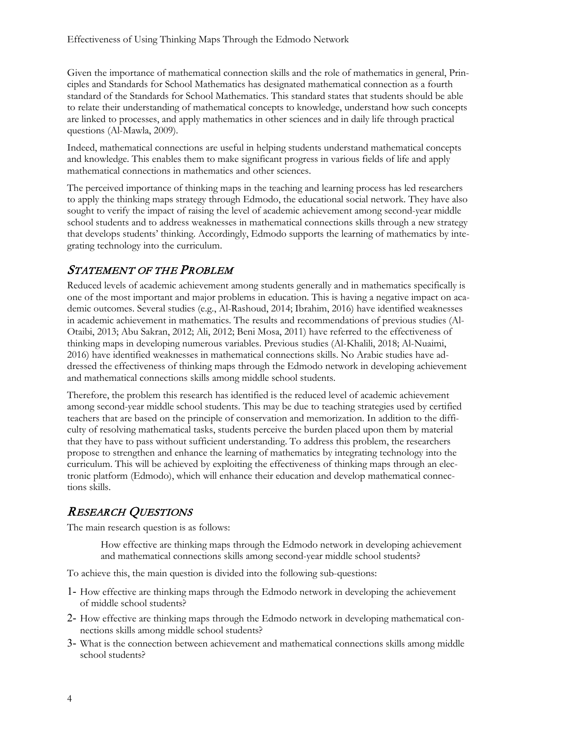Given the importance of mathematical connection skills and the role of mathematics in general, Principles and Standards for School Mathematics has designated mathematical connection as a fourth standard of the Standards for School Mathematics. This standard states that students should be able to relate their understanding of mathematical concepts to knowledge, understand how such concepts are linked to processes, and apply mathematics in other sciences and in daily life through practical questions (Al-Mawla, 2009).

Indeed, mathematical connections are useful in helping students understand mathematical concepts and knowledge. This enables them to make significant progress in various fields of life and apply mathematical connections in mathematics and other sciences.

The perceived importance of thinking maps in the teaching and learning process has led researchers to apply the thinking maps strategy through Edmodo, the educational social network. They have also sought to verify the impact of raising the level of academic achievement among second-year middle school students and to address weaknesses in mathematical connections skills through a new strategy that develops students' thinking. Accordingly, Edmodo supports the learning of mathematics by integrating technology into the curriculum.

## *Statement of the Problem*

Reduced levels of academic achievement among students generally and in mathematics specifically is one of the most important and major problems in education. This is having a negative impact on academic outcomes. Several studies (e.g., Al-Rashoud, 2014; Ibrahim, 2016) have identified weaknesses in academic achievement in mathematics. The results and recommendations of previous studies (Al-Otaibi, 2013; Abu Sakran, 2012; Ali, 2012; Beni Mosa, 2011) have referred to the effectiveness of thinking maps in developing numerous variables. Previous studies (Al-Khalili, 2018; Al-Nuaimi, 2016) have identified weaknesses in mathematical connections skills. No Arabic studies have addressed the effectiveness of thinking maps through the Edmodo network in developing achievement and mathematical connections skills among middle school students.

Therefore, the problem this research has identified is the reduced level of academic achievement among second-year middle school students. This may be due to teaching strategies used by certified teachers that are based on the principle of conservation and memorization. In addition to the difficulty of resolving mathematical tasks, students perceive the burden placed upon them by material that they have to pass without sufficient understanding. To address this problem, the researchers propose to strengthen and enhance the learning of mathematics by integrating technology into the curriculum. This will be achieved by exploiting the effectiveness of thinking maps through an electronic platform (Edmodo), which will enhance their education and develop mathematical connections skills.

## *Research Questions*

The main research question is as follows:

> How effective are thinking maps through the Edmodo network in developing achievement and mathematical connections skills among second-year middle school students?

To achieve this, the main question is divided into the following sub-questions:

1- How effective are thinking maps through the Edmodo network in developing the achievement of middle school students?

2- How effective are thinking maps through the Edmodo network in developing mathematical connections skills among middle school students?

3- What is the connection between achievement and mathematical connections skills among middle school students?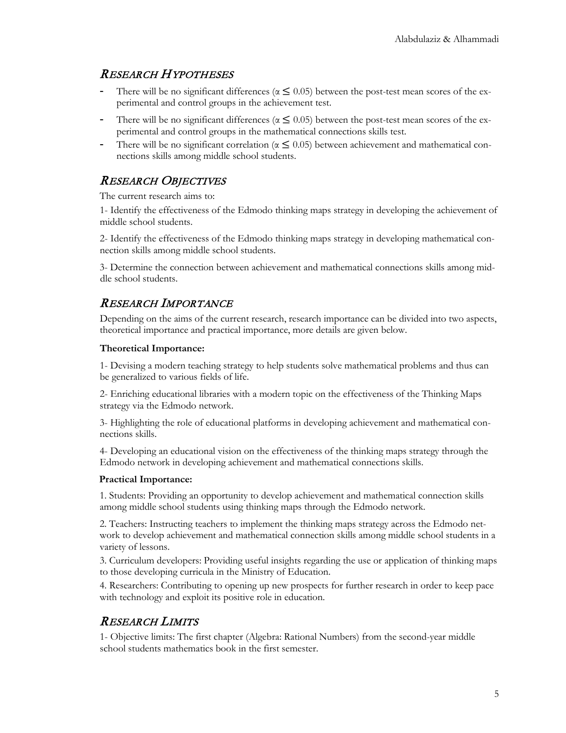## Research Hypotheses

- There will be no significant differences ($\alpha \leq 0.05$) between the post-test mean scores of the experimental and control groups in the achievement test.
- There will be no significant differences ($\alpha \leq 0.05$) between the post-test mean scores of the experimental and control groups in the mathematical connections skills test.
- There will be no significant correlation ($\alpha \leq 0.05$) between achievement and mathematical connections skills among middle school students.

## Research Objectives

The current research aims to:

1- Identify the effectiveness of the Edmodo thinking maps strategy in developing the achievement of middle school students.

2- Identify the effectiveness of the Edmodo thinking maps strategy in developing mathematical connection skills among middle school students.

3- Determine the connection between achievement and mathematical connections skills among middle school students.

## Research Importance

Depending on the aims of the current research, research importance can be divided into two aspects, theoretical importance and practical importance, more details are given below.

**Theoretical Importance:**

1- Devising a modern teaching strategy to help students solve mathematical problems and thus can be generalized to various fields of life.

2- Enriching educational libraries with a modern topic on the effectiveness of the Thinking Maps strategy via the Edmodo network.

3- Highlighting the role of educational platforms in developing achievement and mathematical connections skills.

4- Developing an educational vision on the effectiveness of the thinking maps strategy through the Edmodo network in developing achievement and mathematical connections skills.

**Practical Importance:**

1. Students: Providing an opportunity to develop achievement and mathematical connection skills among middle school students using thinking maps through the Edmodo network.

2. Teachers: Instructing teachers to implement the thinking maps strategy across the Edmodo network to develop achievement and mathematical connection skills among middle school students in a variety of lessons.

3. Curriculum developers: Providing useful insights regarding the use or application of thinking maps to those developing curricula in the Ministry of Education.

4. Researchers: Contributing to opening up new prospects for further research in order to keep pace with technology and exploit its positive role in education.

## Research Limits

1- Objective limits: The first chapter (Algebra: Rational Numbers) from the second-year middle school students mathematics book in the first semester.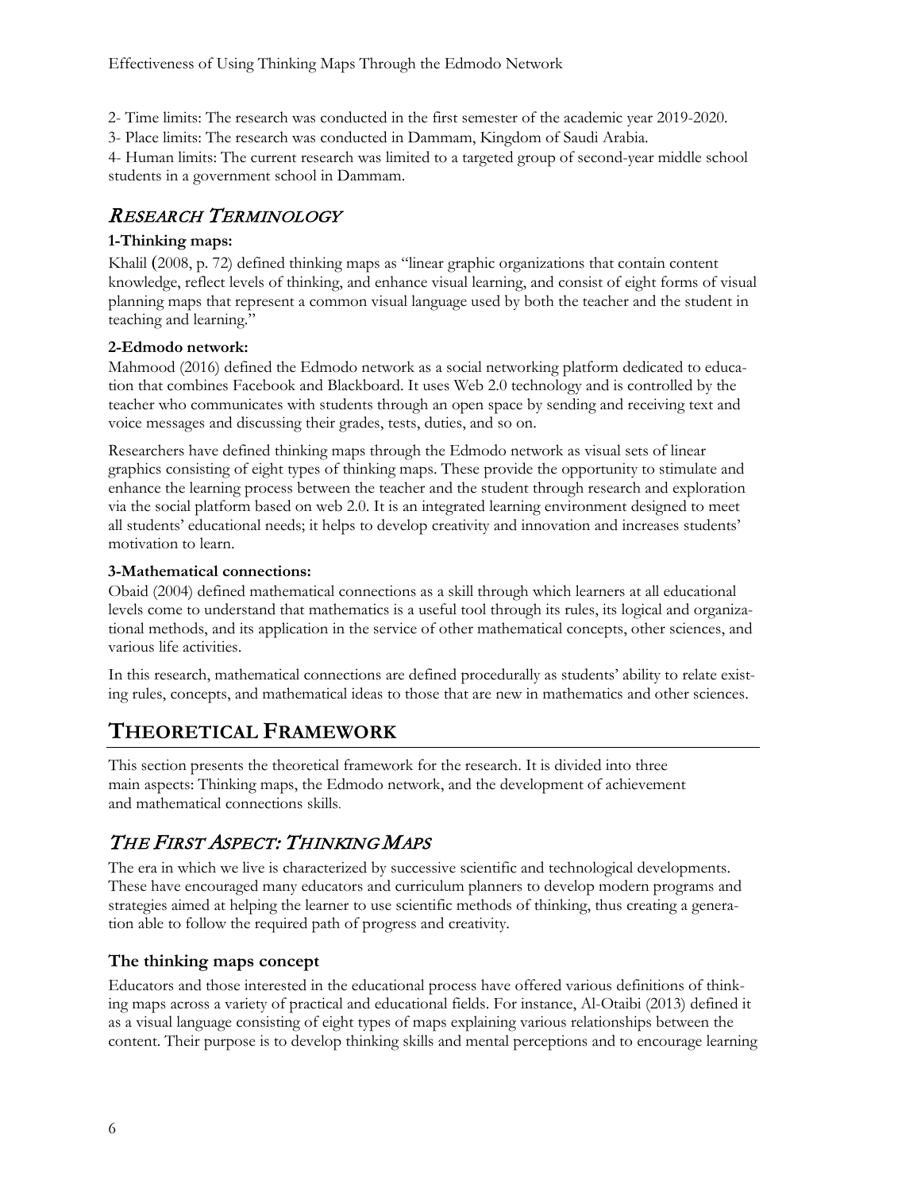2- Time limits: The research was conducted in the first semester of the academic year 2019-2020.

3- Place limits: The research was conducted in Dammam, Kingdom of Saudi Arabia.

4- Human limits: The current research was limited to a targeted group of second-year middle school students in a government school in Dammam.

## *Research Terminology*

**1-Thinking maps:**

Khalil (2008, p. 72) defined thinking maps as "linear graphic organizations that contain content knowledge, reflect levels of thinking, and enhance visual learning, and consist of eight forms of visual planning maps that represent a common visual language used by both the teacher and the student in teaching and learning."

**2-Edmodo network:**

Mahmood (2016) defined the Edmodo network as a social networking platform dedicated to education that combines Facebook and Blackboard. It uses Web 2.0 technology and is controlled by the teacher who communicates with students through an open space by sending and receiving text and voice messages and discussing their grades, tests, duties, and so on.

Researchers have defined thinking maps through the Edmodo network as visual sets of linear graphics consisting of eight types of thinking maps. These provide the opportunity to stimulate and enhance the learning process between the teacher and the student through research and exploration via the social platform based on web 2.0. It is an integrated learning environment designed to meet all students' educational needs; it helps to develop creativity and innovation and increases students' motivation to learn.

**3-Mathematical connections:**

Obaid (2004) defined mathematical connections as a skill through which learners at all educational levels come to understand that mathematics is a useful tool through its rules, its logical and organizational methods, and its application in the service of other mathematical concepts, other sciences, and various life activities.

In this research, mathematical connections are defined procedurally as students' ability to relate existing rules, concepts, and mathematical ideas to those that are new in mathematics and other sciences.

# Theoretical Framework

This section presents the theoretical framework for the research. It is divided into three main aspects: Thinking maps, the Edmodo network, and the development of achievement and mathematical connections skills.

## *The First Aspect: Thinking Maps*

The era in which we live is characterized by successive scientific and technological developments. These have encouraged many educators and curriculum planners to develop modern programs and strategies aimed at helping the learner to use scientific methods of thinking, thus creating a generation able to follow the required path of progress and creativity.

### The thinking maps concept

Educators and those interested in the educational process have offered various definitions of thinking maps across a variety of practical and educational fields. For instance, Al-Otaibi (2013) defined it as a visual language consisting of eight types of maps explaining various relationships between the content. Their purpose is to develop thinking skills and mental perceptions and to encourage learning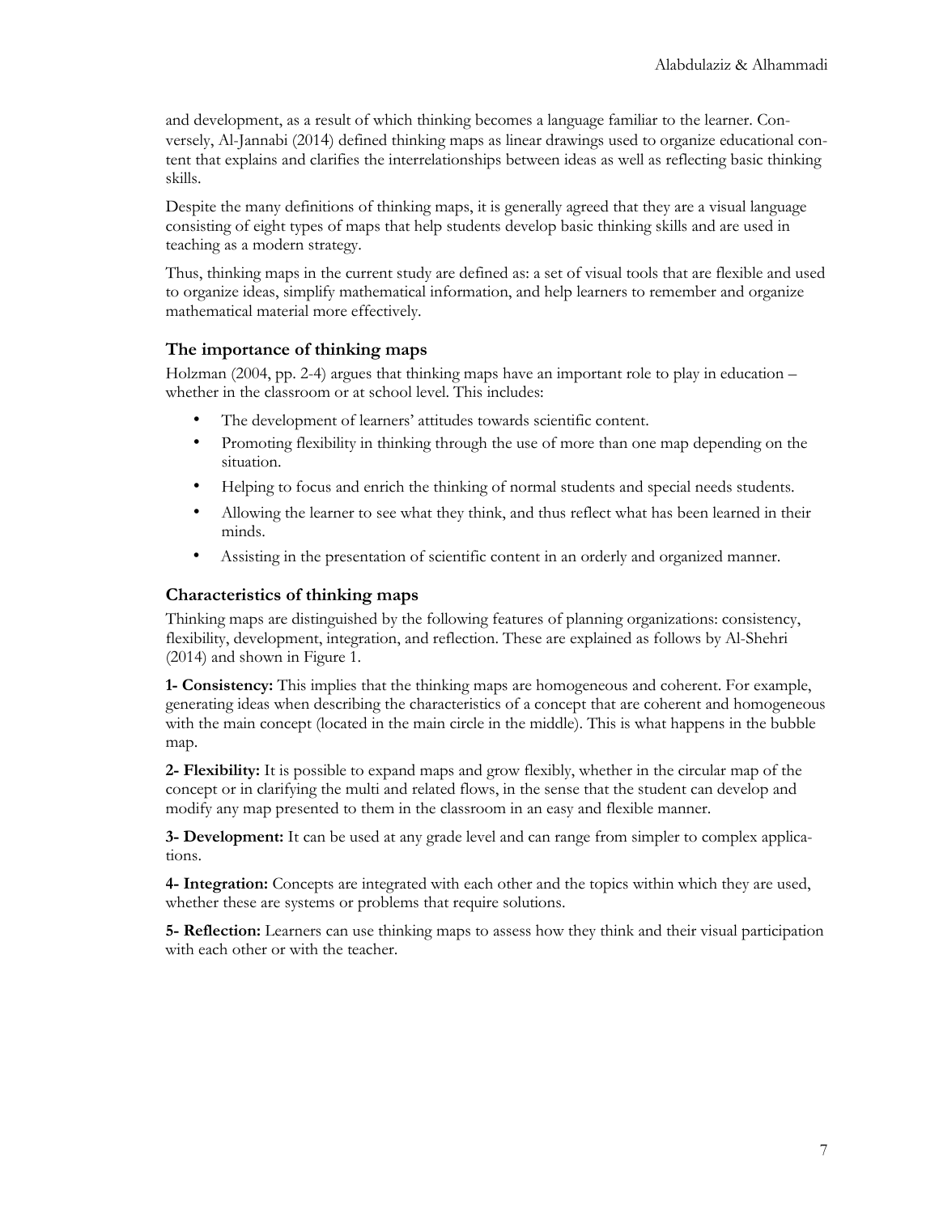and development, as a result of which thinking becomes a language familiar to the learner. Conversely, Al-Jannabi (2014) defined thinking maps as linear drawings used to organize educational content that explains and clarifies the interrelationships between ideas as well as reflecting basic thinking skills.

Despite the many definitions of thinking maps, it is generally agreed that they are a visual language consisting of eight types of maps that help students develop basic thinking skills and are used in teaching as a modern strategy.

Thus, thinking maps in the current study are defined as: a set of visual tools that are flexible and used to organize ideas, simplify mathematical information, and help learners to remember and organize mathematical material more effectively.

### The importance of thinking maps

Holzman (2004, pp. 2-4) argues that thinking maps have an important role to play in education – whether in the classroom or at school level. This includes:

- The development of learners' attitudes towards scientific content.
- Promoting flexibility in thinking through the use of more than one map depending on the situation.
- Helping to focus and enrich the thinking of normal students and special needs students.
- Allowing the learner to see what they think, and thus reflect what has been learned in their minds.
- Assisting in the presentation of scientific content in an orderly and organized manner.

### Characteristics of thinking maps

Thinking maps are distinguished by the following features of planning organizations: consistency, flexibility, development, integration, and reflection. These are explained as follows by Al-Shehri (2014) and shown in Figure 1.

**1- Consistency:** This implies that the thinking maps are homogeneous and coherent. For example, generating ideas when describing the characteristics of a concept that are coherent and homogeneous with the main concept (located in the main circle in the middle). This is what happens in the bubble map.

**2- Flexibility:** It is possible to expand maps and grow flexibly, whether in the circular map of the concept or in clarifying the multi and related flows, in the sense that the student can develop and modify any map presented to them in the classroom in an easy and flexible manner.

**3- Development:** It can be used at any grade level and can range from simpler to complex applications.

**4- Integration:** Concepts are integrated with each other and the topics within which they are used, whether these are systems or problems that require solutions.

**5- Reflection:** Learners can use thinking maps to assess how they think and their visual participation with each other or with the teacher.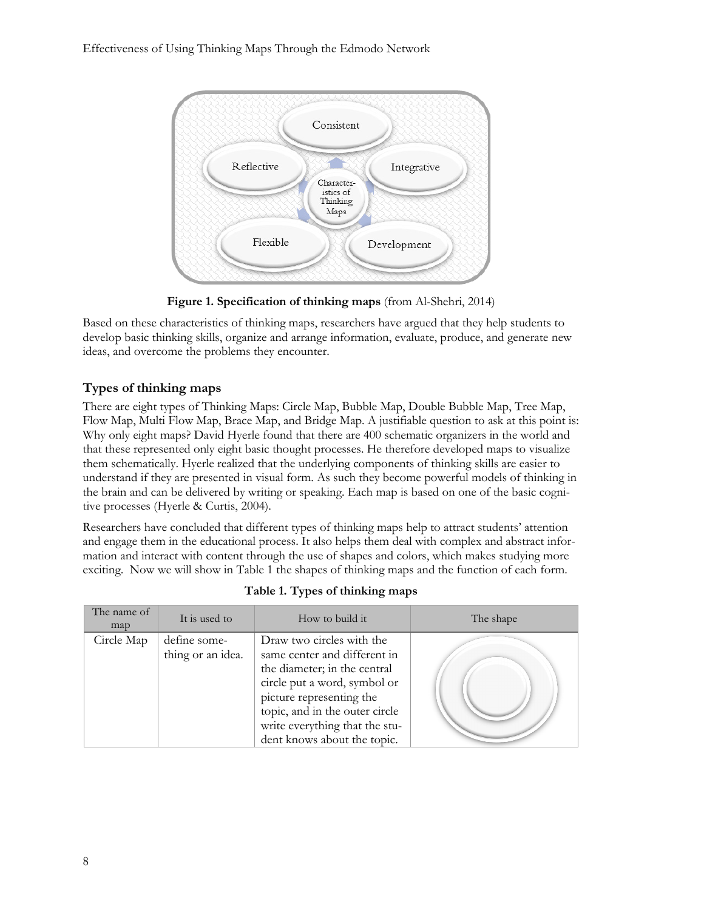Figure 1. Specification of thinking maps (from Al-Shehri, 2014)

Based on these characteristics of thinking maps, researchers have argued that they help students to develop basic thinking skills, organize and arrange information, evaluate, produce, and generate new ideas, and overcome the problems they encounter.

## Types of thinking maps

There are eight types of Thinking Maps: Circle Map, Bubble Map, Double Bubble Map, Tree Map, Flow Map, Multi Flow Map, Brace Map, and Bridge Map. A justifiable question to ask at this point is: Why only eight maps? David Hyerle found that there are 400 schematic organizers in the world and that these represented only eight basic thought processes. He therefore developed maps to visualize them schematically. Hyerle realized that the underlying components of thinking skills are easier to understand if they are presented in visual form. As such they become powerful models of thinking in the brain and can be delivered by writing or speaking. Each map is based on one of the basic cognitive processes (Hyerle & Curtis, 2004).

Researchers have concluded that different types of thinking maps help to attract students' attention and engage them in the educational process. It also helps them deal with complex and abstract information and interact with content through the use of shapes and colors, which makes studying more exciting. Now we will show in Table 1 the shapes of thinking maps and the function of each form.

**Table 1. Types of thinking maps**

| The name of map | It is used to | How to build it | The shape |
|---|---|---|---|
| Circle Map | define something or an idea. | Draw two circles with the same center and different in the diameter; in the central circle put a word, symbol or picture representing the topic, and in the outer circle write everything that the student knows about the topic. | |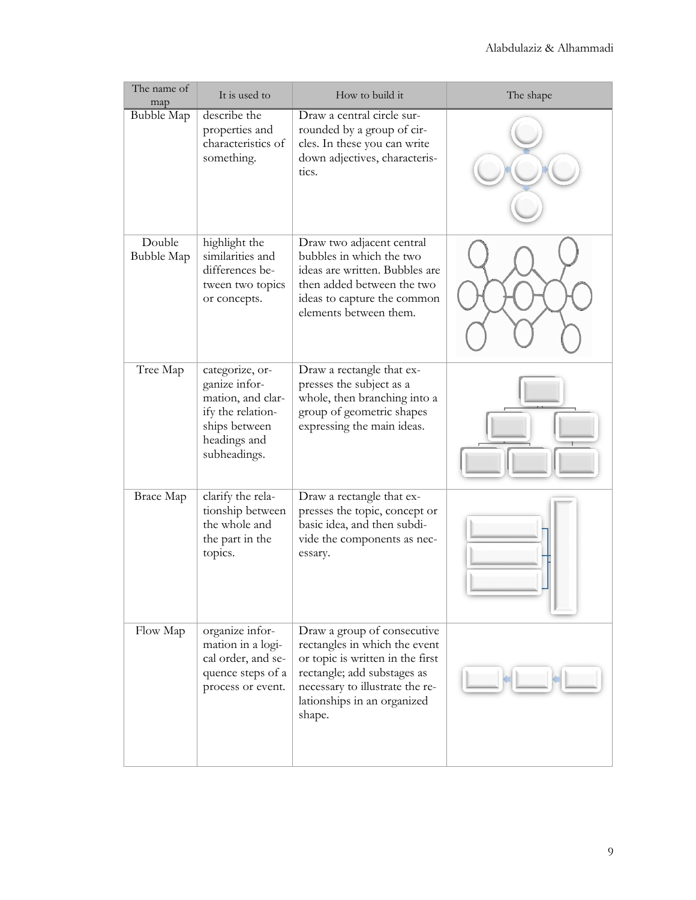| The name of map | It is used to | How to build it | The shape |
| --- | --- | --- | --- |
| Bubble Map | describe the properties and characteristics of something. | Draw a central circle surrounded by a group of circles. In these you can write down adjectives, characteristics. | |
| Double Bubble Map | highlight the similarities and differences between two topics or concepts. | Draw two adjacent central bubbles in which the two ideas are written. Bubbles are then added between the two ideas to capture the common elements between them. | |
| Tree Map | categorize, organize information, and clarify the relationships between headings and subheadings. | Draw a rectangle that expresses the subject as a whole, then branching into a group of geometric shapes expressing the main ideas. | |
| Brace Map | clarify the relationship between the whole and the part in the topics. | Draw a rectangle that expresses the topic, concept or basic idea, and then subdivide the components as necessary. | |
| Flow Map | organize information in a logical order, and sequence steps of a process or event. | Draw a group of consecutive rectangles in which the event or topic is written in the first rectangle; add substages as necessary to illustrate the relationships in an organized shape. | |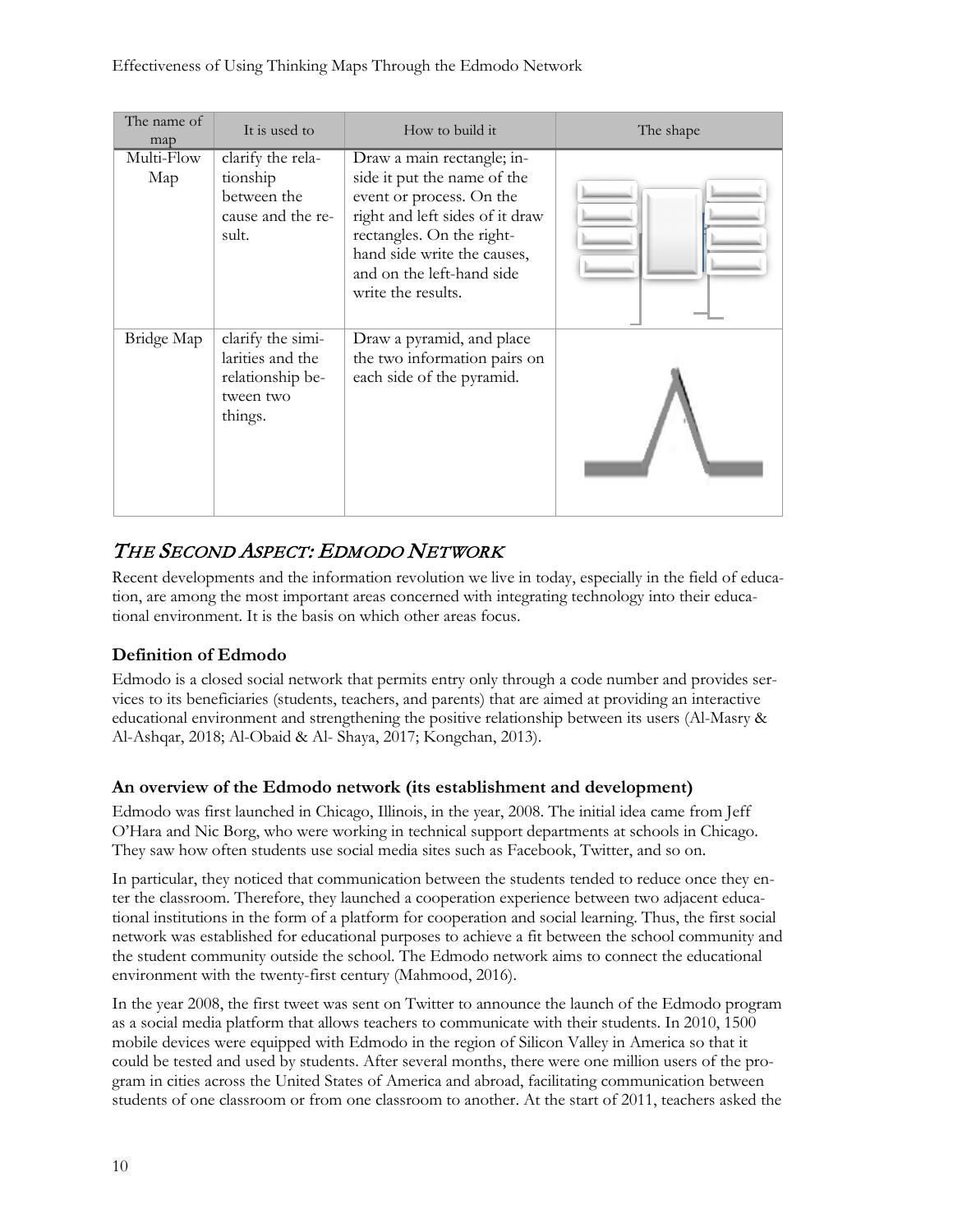| The name of map | It is used to | How to build it | The shape |
|---|---|---|---|
| Multi-Flow Map | clarify the relationship between the cause and the result. | Draw a main rectangle; inside it put the name of the event or process. On the right and left sides of it draw rectangles. On the right-hand side write the causes, and on the left-hand side write the results. | |
| Bridge Map | clarify the similarities and the relationship between two things. | Draw a pyramid, and place the two information pairs on each side of the pyramid. | |

## *THE SECOND ASPECT: EDMODO NETWORK*

Recent developments and the information revolution we live in today, especially in the field of education, are among the most important areas concerned with integrating technology into their educational environment. It is the basis on which other areas focus.

### Definition of Edmodo

Edmodo is a closed social network that permits entry only through a code number and provides services to its beneficiaries (students, teachers, and parents) that are aimed at providing an interactive educational environment and strengthening the positive relationship between its users (Al-Masry & Al-Ashqar, 2018; Al-Obaid & Al- Shaya, 2017; Kongchan, 2013).

### An overview of the Edmodo network (its establishment and development)

Edmodo was first launched in Chicago, Illinois, in the year, 2008. The initial idea came from Jeff O'Hara and Nic Borg, who were working in technical support departments at schools in Chicago. They saw how often students use social media sites such as Facebook, Twitter, and so on.

In particular, they noticed that communication between the students tended to reduce once they enter the classroom. Therefore, they launched a cooperation experience between two adjacent educational institutions in the form of a platform for cooperation and social learning. Thus, the first social network was established for educational purposes to achieve a fit between the school community and the student community outside the school. The Edmodo network aims to connect the educational environment with the twenty-first century (Mahmood, 2016).

In the year 2008, the first tweet was sent on Twitter to announce the launch of the Edmodo program as a social media platform that allows teachers to communicate with their students. In 2010, 1500 mobile devices were equipped with Edmodo in the region of Silicon Valley in America so that it could be tested and used by students. After several months, there were one million users of the program in cities across the United States of America and abroad, facilitating communication between students of one classroom or from one classroom to another. At the start of 2011, teachers asked the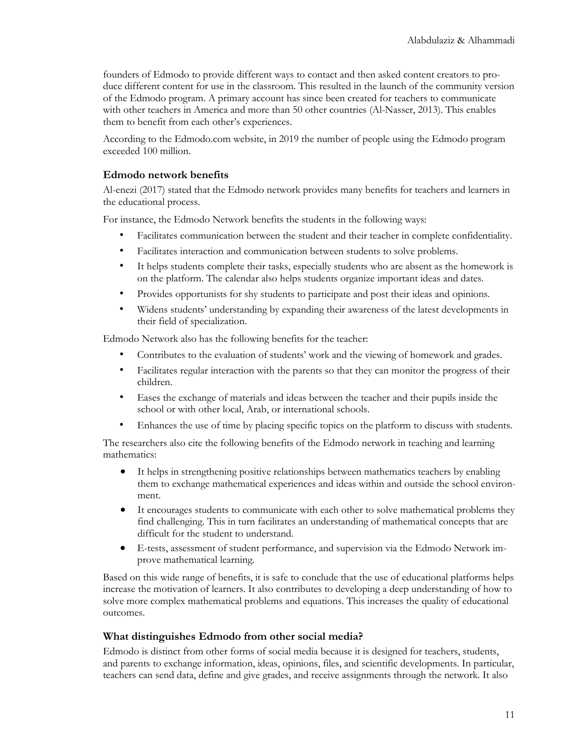founders of Edmodo to provide different ways to contact and then asked content creators to produce different content for use in the classroom. This resulted in the launch of the community version of the Edmodo program. A primary account has since been created for teachers to communicate with other teachers in America and more than 50 other countries (Al-Nasser, 2013). This enables them to benefit from each other's experiences.

According to the Edmodo.com website, in 2019 the number of people using the Edmodo program exceeded 100 million.

### Edmodo network benefits

Al-enezi (2017) stated that the Edmodo network provides many benefits for teachers and learners in the educational process.

For instance, the Edmodo Network benefits the students in the following ways:

- Facilitates communication between the student and their teacher in complete confidentiality.
- Facilitates interaction and communication between students to solve problems.
- It helps students complete their tasks, especially students who are absent as the homework is on the platform. The calendar also helps students organize important ideas and dates.
- Provides opportunists for shy students to participate and post their ideas and opinions.
- Widens students' understanding by expanding their awareness of the latest developments in their field of specialization.

Edmodo Network also has the following benefits for the teacher:

- Contributes to the evaluation of students' work and the viewing of homework and grades.
- Facilitates regular interaction with the parents so that they can monitor the progress of their children.
- Eases the exchange of materials and ideas between the teacher and their pupils inside the school or with other local, Arab, or international schools.
- Enhances the use of time by placing specific topics on the platform to discuss with students.

The researchers also cite the following benefits of the Edmodo network in teaching and learning mathematics:

- It helps in strengthening positive relationships between mathematics teachers by enabling them to exchange mathematical experiences and ideas within and outside the school environment.
- It encourages students to communicate with each other to solve mathematical problems they find challenging. This in turn facilitates an understanding of mathematical concepts that are difficult for the student to understand.
- E-tests, assessment of student performance, and supervision via the Edmodo Network improve mathematical learning.

Based on this wide range of benefits, it is safe to conclude that the use of educational platforms helps increase the motivation of learners. It also contributes to developing a deep understanding of how to solve more complex mathematical problems and equations. This increases the quality of educational outcomes.

### What distinguishes Edmodo from other social media?

Edmodo is distinct from other forms of social media because it is designed for teachers, students, and parents to exchange information, ideas, opinions, files, and scientific developments. In particular, teachers can send data, define and give grades, and receive assignments through the network. It also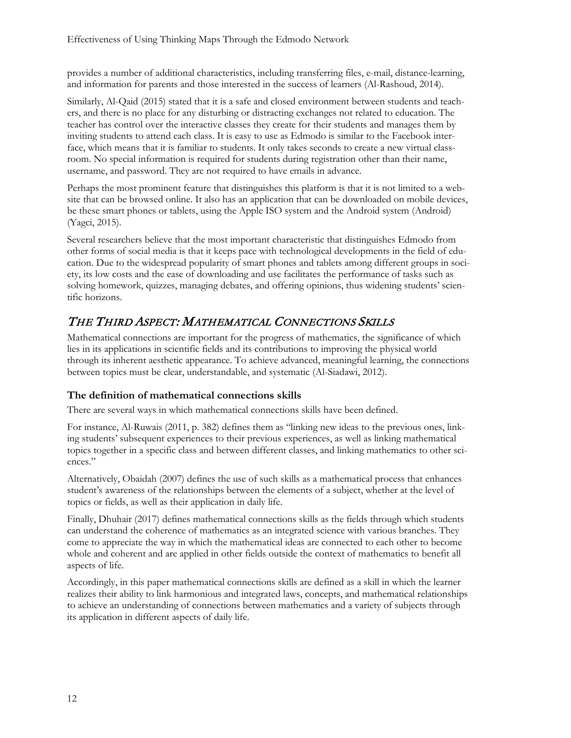provides a number of additional characteristics, including transferring files, e-mail, distance-learning, and information for parents and those interested in the success of learners (Al-Rashoud, 2014).

Similarly, Al-Qaid (2015) stated that it is a safe and closed environment between students and teachers, and there is no place for any disturbing or distracting exchanges not related to education. The teacher has control over the interactive classes they create for their students and manages them by inviting students to attend each class. It is easy to use as Edmodo is similar to the Facebook interface, which means that it is familiar to students. It only takes seconds to create a new virtual classroom. No special information is required for students during registration other than their name, username, and password. They are not required to have emails in advance.

Perhaps the most prominent feature that distinguishes this platform is that it is not limited to a website that can be browsed online. It also has an application that can be downloaded on mobile devices, be these smart phones or tablets, using the Apple ISO system and the Android system (Android) (Yagci, 2015).

Several researchers believe that the most important characteristic that distinguishes Edmodo from other forms of social media is that it keeps pace with technological developments in the field of education. Due to the widespread popularity of smart phones and tablets among different groups in society, its low costs and the ease of downloading and use facilitates the performance of tasks such as solving homework, quizzes, managing debates, and offering opinions, thus widening students' scientific horizons.

## *The Third Aspect: Mathematical Connections Skills*

Mathematical connections are important for the progress of mathematics, the significance of which lies in its applications in scientific fields and its contributions to improving the physical world through its inherent aesthetic appearance. To achieve advanced, meaningful learning, the connections between topics must be clear, understandable, and systematic (Al-Siadawi, 2012).

### The definition of mathematical connections skills

There are several ways in which mathematical connections skills have been defined.

For instance, Al-Ruwais (2011, p. 382) defines them as "linking new ideas to the previous ones, linking students' subsequent experiences to their previous experiences, as well as linking mathematical topics together in a specific class and between different classes, and linking mathematics to other sciences."

Alternatively, Obaidah (2007) defines the use of such skills as a mathematical process that enhances student's awareness of the relationships between the elements of a subject, whether at the level of topics or fields, as well as their application in daily life.

Finally, Dhuhair (2017) defines mathematical connections skills as the fields through which students can understand the coherence of mathematics as an integrated science with various branches. They come to appreciate the way in which the mathematical ideas are connected to each other to become whole and coherent and are applied in other fields outside the context of mathematics to benefit all aspects of life.

Accordingly, in this paper mathematical connections skills are defined as a skill in which the learner realizes their ability to link harmonious and integrated laws, concepts, and mathematical relationships to achieve an understanding of connections between mathematics and a variety of subjects through its application in different aspects of daily life.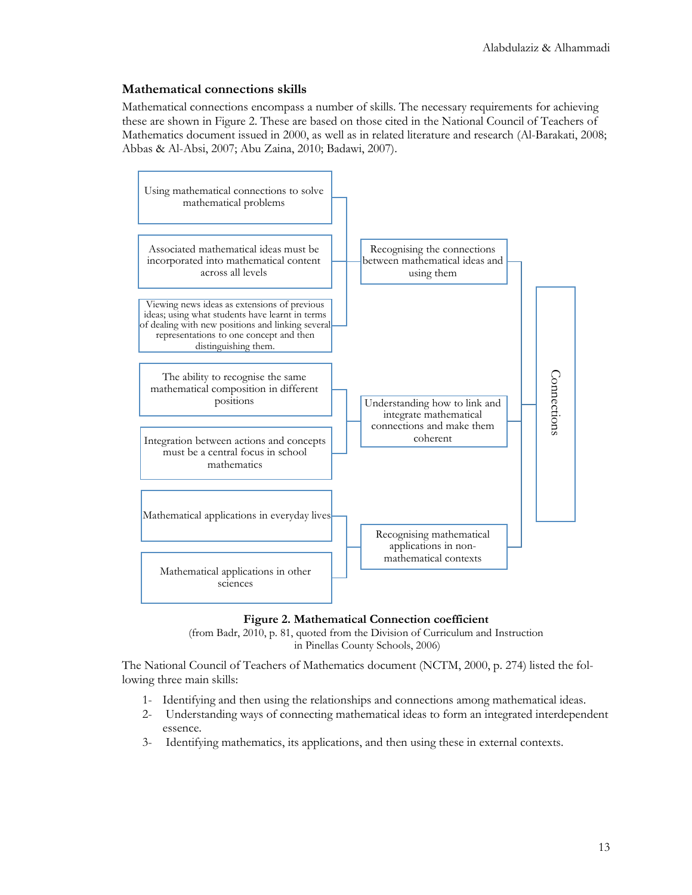### Mathematical connections skills

Mathematical connections encompass a number of skills. The necessary requirements for achieving these are shown in Figure 2. These are based on those cited in the National Council of Teachers of Mathematics document issued in 2000, as well as in related literature and research (Al-Barakati, 2008; Abbas & Al-Absi, 2007; Abu Zaina, 2010; Badawi, 2007).

Using mathematical connections to solve mathematical problems

Associated mathematical ideas must be incorporated into mathematical content across all levels

Viewing news ideas as extensions of previous ideas; using what students have learnt in terms of dealing with new positions and linking several representations to one concept and then distinguishing them.

Recognising the connections between mathematical ideas and using them

The ability to recognise the same mathematical composition in different positions

Integration between actions and concepts must be a central focus in school mathematics

Understanding how to link and integrate mathematical connections and make them coherent

Mathematical applications in everyday lives

Mathematical applications in other sciences

Recognising mathematical applications in non-mathematical contexts

Connections

**Figure 2. Mathematical Connection coefficient**

(from Badr, 2010, p. 81, quoted from the Division of Curriculum and Instruction in Pinellas County Schools, 2006)

The National Council of Teachers of Mathematics document (NCTM, 2000, p. 274) listed the following three main skills:

1- Identifying and then using the relationships and connections among mathematical ideas.
2- Understanding ways of connecting mathematical ideas to form an integrated interdependent essence.
3- Identifying mathematics, its applications, and then using these in external contexts.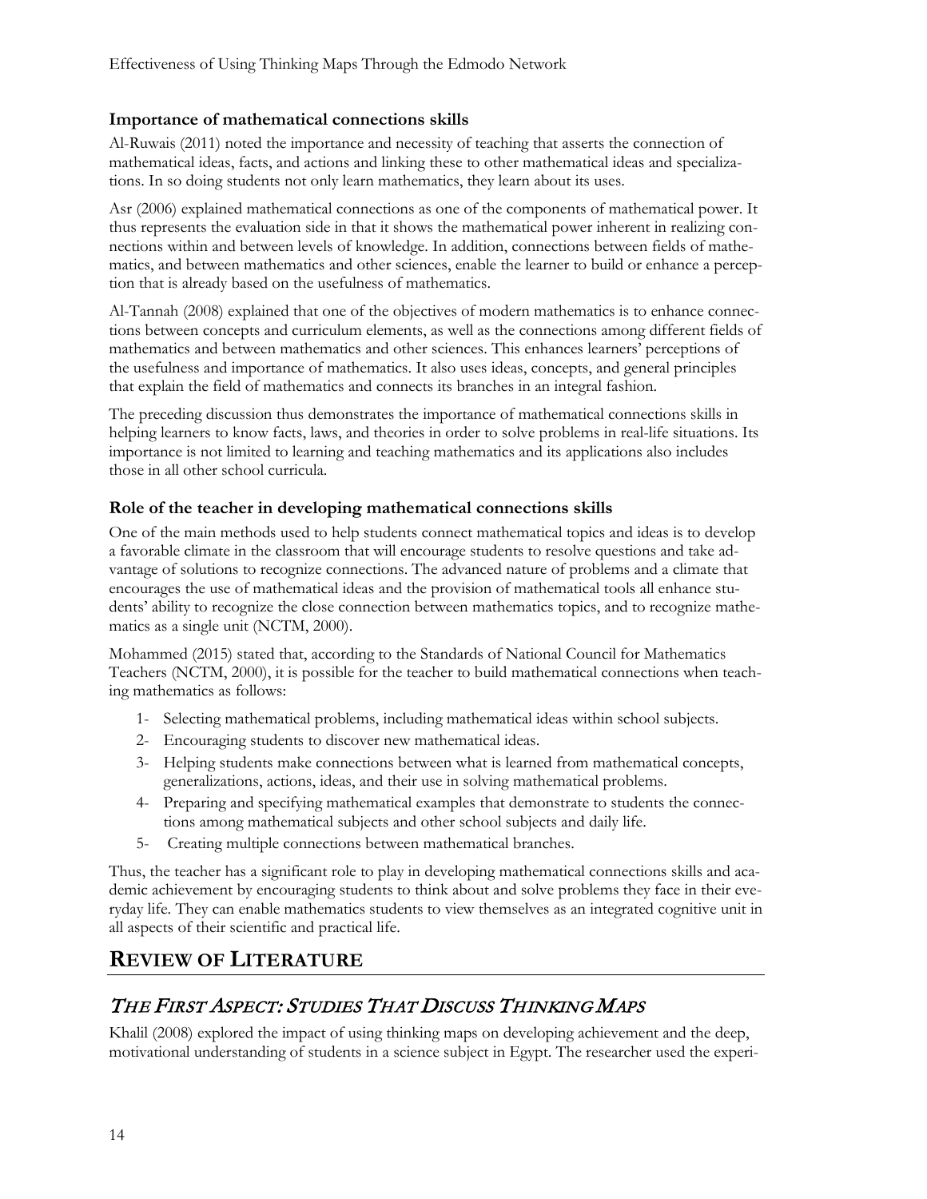### Importance of mathematical connections skills

Al-Ruwais (2011) noted the importance and necessity of teaching that asserts the connection of mathematical ideas, facts, and actions and linking these to other mathematical ideas and specializations. In so doing students not only learn mathematics, they learn about its uses.

Asr (2006) explained mathematical connections as one of the components of mathematical power. It thus represents the evaluation side in that it shows the mathematical power inherent in realizing connections within and between levels of knowledge. In addition, connections between fields of mathematics, and between mathematics and other sciences, enable the learner to build or enhance a perception that is already based on the usefulness of mathematics.

Al-Tannah (2008) explained that one of the objectives of modern mathematics is to enhance connections between concepts and curriculum elements, as well as the connections among different fields of mathematics and between mathematics and other sciences. This enhances learners' perceptions of the usefulness and importance of mathematics. It also uses ideas, concepts, and general principles that explain the field of mathematics and connects its branches in an integral fashion.

The preceding discussion thus demonstrates the importance of mathematical connections skills in helping learners to know facts, laws, and theories in order to solve problems in real-life situations. Its importance is not limited to learning and teaching mathematics and its applications also includes those in all other school curricula.

### Role of the teacher in developing mathematical connections skills

One of the main methods used to help students connect mathematical topics and ideas is to develop a favorable climate in the classroom that will encourage students to resolve questions and take advantage of solutions to recognize connections. The advanced nature of problems and a climate that encourages the use of mathematical ideas and the provision of mathematical tools all enhance students' ability to recognize the close connection between mathematics topics, and to recognize mathematics as a single unit (NCTM, 2000).

Mohammed (2015) stated that, according to the Standards of National Council for Mathematics Teachers (NCTM, 2000), it is possible for the teacher to build mathematical connections when teaching mathematics as follows:

1- Selecting mathematical problems, including mathematical ideas within school subjects.
2- Encouraging students to discover new mathematical ideas.
3- Helping students make connections between what is learned from mathematical concepts, generalizations, actions, ideas, and their use in solving mathematical problems.
4- Preparing and specifying mathematical examples that demonstrate to students the connections among mathematical subjects and other school subjects and daily life.
5- Creating multiple connections between mathematical branches.

Thus, the teacher has a significant role to play in developing mathematical connections skills and academic achievement by encouraging students to think about and solve problems they face in their everyday life. They can enable mathematics students to view themselves as an integrated cognitive unit in all aspects of their scientific and practical life.

# Review of Literature

## *The First Aspect: Studies That Discuss Thinking Maps*

Khalil (2008) explored the impact of using thinking maps on developing achievement and the deep, motivational understanding of students in a science subject in Egypt. The researcher used the experi-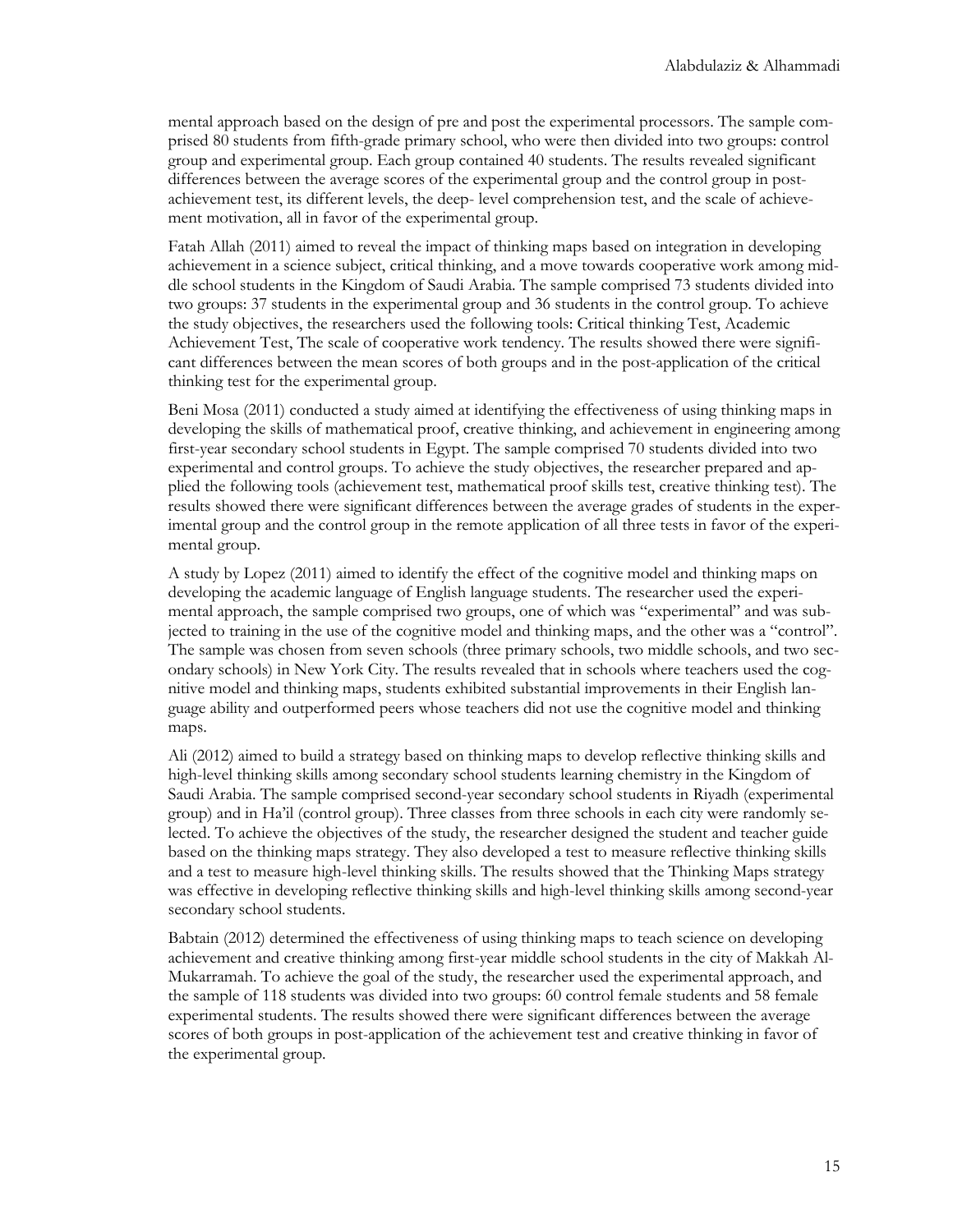mental approach based on the design of pre and post the experimental processors. The sample comprised 80 students from fifth-grade primary school, who were then divided into two groups: control group and experimental group. Each group contained 40 students. The results revealed significant differences between the average scores of the experimental group and the control group in post-achievement test, its different levels, the deep- level comprehension test, and the scale of achievement motivation, all in favor of the experimental group.

Fatah Allah (2011) aimed to reveal the impact of thinking maps based on integration in developing achievement in a science subject, critical thinking, and a move towards cooperative work among middle school students in the Kingdom of Saudi Arabia. The sample comprised 73 students divided into two groups: 37 students in the experimental group and 36 students in the control group. To achieve the study objectives, the researchers used the following tools: Critical thinking Test, Academic Achievement Test, The scale of cooperative work tendency. The results showed there were significant differences between the mean scores of both groups and in the post-application of the critical thinking test for the experimental group.

Beni Mosa (2011) conducted a study aimed at identifying the effectiveness of using thinking maps in developing the skills of mathematical proof, creative thinking, and achievement in engineering among first-year secondary school students in Egypt. The sample comprised 70 students divided into two experimental and control groups. To achieve the study objectives, the researcher prepared and applied the following tools (achievement test, mathematical proof skills test, creative thinking test). The results showed there were significant differences between the average grades of students in the experimental group and the control group in the remote application of all three tests in favor of the experimental group.

A study by Lopez (2011) aimed to identify the effect of the cognitive model and thinking maps on developing the academic language of English language students. The researcher used the experimental approach, the sample comprised two groups, one of which was "experimental" and was subjected to training in the use of the cognitive model and thinking maps, and the other was a "control". The sample was chosen from seven schools (three primary schools, two middle schools, and two secondary schools) in New York City. The results revealed that in schools where teachers used the cognitive model and thinking maps, students exhibited substantial improvements in their English language ability and outperformed peers whose teachers did not use the cognitive model and thinking maps.

Ali (2012) aimed to build a strategy based on thinking maps to develop reflective thinking skills and high-level thinking skills among secondary school students learning chemistry in the Kingdom of Saudi Arabia. The sample comprised second-year secondary school students in Riyadh (experimental group) and in Ha'il (control group). Three classes from three schools in each city were randomly selected. To achieve the objectives of the study, the researcher designed the student and teacher guide based on the thinking maps strategy. They also developed a test to measure reflective thinking skills and a test to measure high-level thinking skills. The results showed that the Thinking Maps strategy was effective in developing reflective thinking skills and high-level thinking skills among second-year secondary school students.

Babtain (2012) determined the effectiveness of using thinking maps to teach science on developing achievement and creative thinking among first-year middle school students in the city of Makkah Al-Mukarramah. To achieve the goal of the study, the researcher used the experimental approach, and the sample of 118 students was divided into two groups: 60 control female students and 58 female experimental students. The results showed there were significant differences between the average scores of both groups in post-application of the achievement test and creative thinking in favor of the experimental group.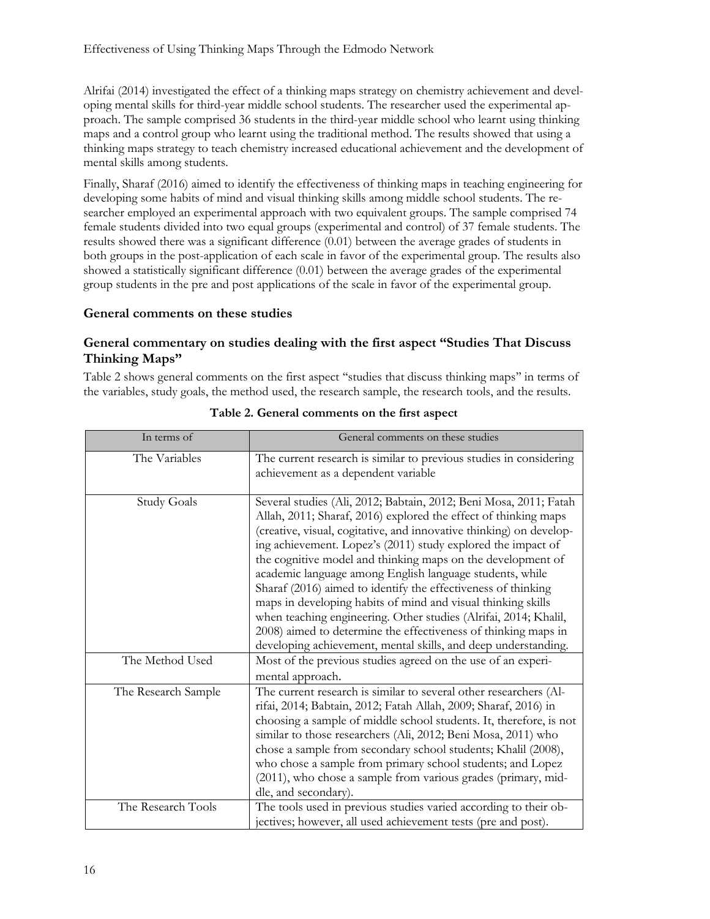Alrifai (2014) investigated the effect of a thinking maps strategy on chemistry achievement and developing mental skills for third-year middle school students. The researcher used the experimental approach. The sample comprised 36 students in the third-year middle school who learnt using thinking maps and a control group who learnt using the traditional method. The results showed that using a thinking maps strategy to teach chemistry increased educational achievement and the development of mental skills among students.

Finally, Sharaf (2016) aimed to identify the effectiveness of thinking maps in teaching engineering for developing some habits of mind and visual thinking skills among middle school students. The researcher employed an experimental approach with two equivalent groups. The sample comprised 74 female students divided into two equal groups (experimental and control) of 37 female students. The results showed there was a significant difference (0.01) between the average grades of students in both groups in the post-application of each scale in favor of the experimental group. The results also showed a statistically significant difference (0.01) between the average grades of the experimental group students in the pre and post applications of the scale in favor of the experimental group.

### General comments on these studies

### General commentary on studies dealing with the first aspect "Studies That Discuss Thinking Maps"

Table 2 shows general comments on the first aspect "studies that discuss thinking maps" in terms of the variables, study goals, the method used, the research sample, the research tools, and the results.

**Table 2. General comments on the first aspect**

| In terms of | General comments on these studies |
|---|---|
| The Variables | The current research is similar to previous studies in considering achievement as a dependent variable |
| Study Goals | Several studies (Ali, 2012; Babtain, 2012; Beni Mosa, 2011; Fatah Allah, 2011; Sharaf, 2016) explored the effect of thinking maps (creative, visual, cogitative, and innovative thinking) on developing achievement. Lopez's (2011) study explored the impact of the cognitive model and thinking maps on the development of academic language among English language students, while Sharaf (2016) aimed to identify the effectiveness of thinking maps in developing habits of mind and visual thinking skills when teaching engineering. Other studies (Alrifai, 2014; Khalil, 2008) aimed to determine the effectiveness of thinking maps in developing achievement, mental skills, and deep understanding. |
| The Method Used | Most of the previous studies agreed on the use of an experimental approach. |
| The Research Sample | The current research is similar to several other researchers (Alrifai, 2014; Babtain, 2012; Fatah Allah, 2009; Sharaf, 2016) in choosing a sample of middle school students. It, therefore, is not similar to those researchers (Ali, 2012; Beni Mosa, 2011) who chose a sample from secondary school students; Khalil (2008), who chose a sample from primary school students; and Lopez (2011), who chose a sample from various grades (primary, middle, and secondary). |
| The Research Tools | The tools used in previous studies varied according to their objectives; however, all used achievement tests (pre and post). |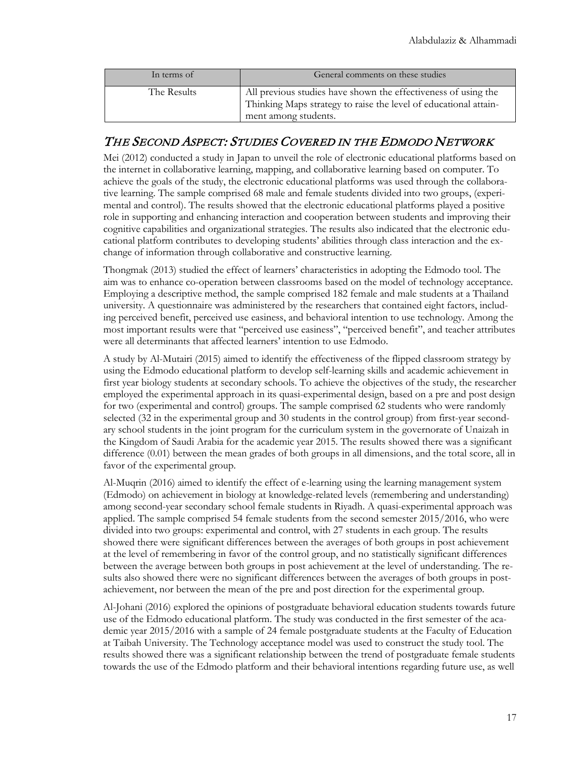| In terms of | General comments on these studies |
|---|---|
| The Results | All previous studies have shown the effectiveness of using the Thinking Maps strategy to raise the level of educational attainment among students. |

## *The Second Aspect: Studies Covered in the Edmodo Network*

Mei (2012) conducted a study in Japan to unveil the role of electronic educational platforms based on the internet in collaborative learning, mapping, and collaborative learning based on computer. To achieve the goals of the study, the electronic educational platforms was used through the collaborative learning. The sample comprised 68 male and female students divided into two groups, (experimental and control). The results showed that the electronic educational platforms played a positive role in supporting and enhancing interaction and cooperation between students and improving their cognitive capabilities and organizational strategies. The results also indicated that the electronic educational platform contributes to developing students' abilities through class interaction and the exchange of information through collaborative and constructive learning.

Thongmak (2013) studied the effect of learners' characteristics in adopting the Edmodo tool. The aim was to enhance co-operation between classrooms based on the model of technology acceptance. Employing a descriptive method, the sample comprised 182 female and male students at a Thailand university. A questionnaire was administered by the researchers that contained eight factors, including perceived benefit, perceived use easiness, and behavioral intention to use technology. Among the most important results were that "perceived use easiness", "perceived benefit", and teacher attributes were all determinants that affected learners' intention to use Edmodo.

A study by Al-Mutairi (2015) aimed to identify the effectiveness of the flipped classroom strategy by using the Edmodo educational platform to develop self-learning skills and academic achievement in first year biology students at secondary schools. To achieve the objectives of the study, the researcher employed the experimental approach in its quasi-experimental design, based on a pre and post design for two (experimental and control) groups. The sample comprised 62 students who were randomly selected (32 in the experimental group and 30 students in the control group) from first-year secondary school students in the joint program for the curriculum system in the governorate of Unaizah in the Kingdom of Saudi Arabia for the academic year 2015. The results showed there was a significant difference (0.01) between the mean grades of both groups in all dimensions, and the total score, all in favor of the experimental group.

Al-Muqrin (2016) aimed to identify the effect of e-learning using the learning management system (Edmodo) on achievement in biology at knowledge-related levels (remembering and understanding) among second-year secondary school female students in Riyadh. A quasi-experimental approach was applied. The sample comprised 54 female students from the second semester 2015/2016, who were divided into two groups: experimental and control, with 27 students in each group. The results showed there were significant differences between the averages of both groups in post achievement at the level of remembering in favor of the control group, and no statistically significant differences between the average between both groups in post achievement at the level of understanding. The results also showed there were no significant differences between the averages of both groups in post-achievement, nor between the mean of the pre and post direction for the experimental group.

Al-Johani (2016) explored the opinions of postgraduate behavioral education students towards future use of the Edmodo educational platform. The study was conducted in the first semester of the academic year 2015/2016 with a sample of 24 female postgraduate students at the Faculty of Education at Taibah University. The Technology acceptance model was used to construct the study tool. The results showed there was a significant relationship between the trend of postgraduate female students towards the use of the Edmodo platform and their behavioral intentions regarding future use, as well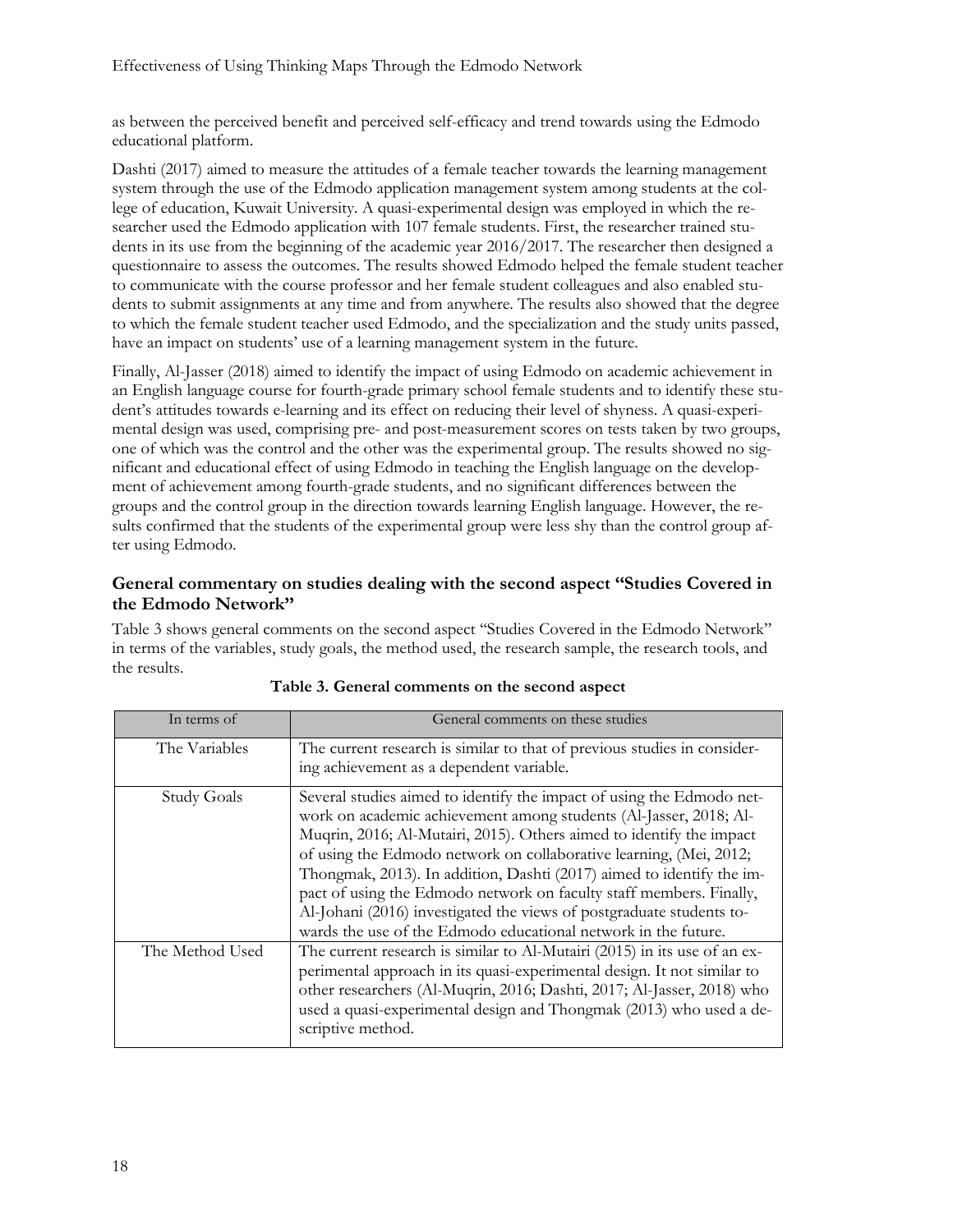as between the perceived benefit and perceived self-efficacy and trend towards using the Edmodo educational platform.

Dashti (2017) aimed to measure the attitudes of a female teacher towards the learning management system through the use of the Edmodo application management system among students at the college of education, Kuwait University. A quasi-experimental design was employed in which the researcher used the Edmodo application with 107 female students. First, the researcher trained students in its use from the beginning of the academic year 2016/2017. The researcher then designed a questionnaire to assess the outcomes. The results showed Edmodo helped the female student teacher to communicate with the course professor and her female student colleagues and also enabled students to submit assignments at any time and from anywhere. The results also showed that the degree to which the female student teacher used Edmodo, and the specialization and the study units passed, have an impact on students' use of a learning management system in the future.

Finally, Al-Jasser (2018) aimed to identify the impact of using Edmodo on academic achievement in an English language course for fourth-grade primary school female students and to identify these student's attitudes towards e-learning and its effect on reducing their level of shyness. A quasi-experimental design was used, comprising pre- and post-measurement scores on tests taken by two groups, one of which was the control and the other was the experimental group. The results showed no significant and educational effect of using Edmodo in teaching the English language on the development of achievement among fourth-grade students, and no significant differences between the groups and the control group in the direction towards learning English language. However, the results confirmed that the students of the experimental group were less shy than the control group after using Edmodo.

### General commentary on studies dealing with the second aspect "Studies Covered in the Edmodo Network"

Table 3 shows general comments on the second aspect "Studies Covered in the Edmodo Network" in terms of the variables, study goals, the method used, the research sample, the research tools, and the results.

**Table 3. General comments on the second aspect**

| In terms of | General comments on these studies |
|---|---|
| The Variables | The current research is similar to that of previous studies in considering achievement as a dependent variable. |
| Study Goals | Several studies aimed to identify the impact of using the Edmodo network on academic achievement among students (Al-Jasser, 2018; Al-Muqrin, 2016; Al-Mutairi, 2015). Others aimed to identify the impact of using the Edmodo network on collaborative learning, (Mei, 2012; Thongmak, 2013). In addition, Dashti (2017) aimed to identify the impact of using the Edmodo network on faculty staff members. Finally, Al-Johani (2016) investigated the views of postgraduate students towards the use of the Edmodo educational network in the future. |
| The Method Used | The current research is similar to Al-Mutairi (2015) in its use of an experimental approach in its quasi-experimental design. It not similar to other researchers (Al-Muqrin, 2016; Dashti, 2017; Al-Jasser, 2018) who used a quasi-experimental design and Thongmak (2013) who used a descriptive method. |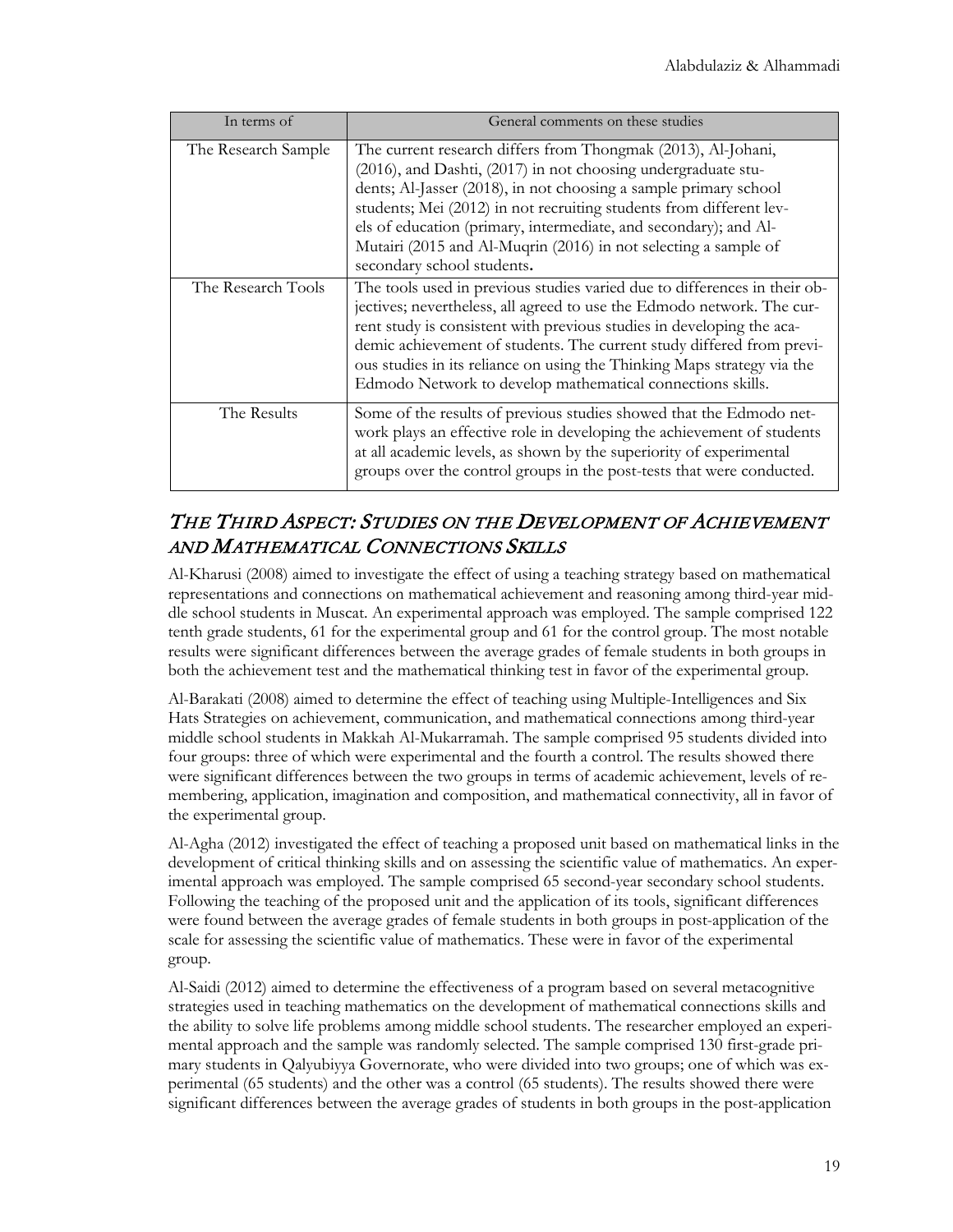| In terms of | General comments on these studies |
|---|---|
| The Research Sample | The current research differs from Thongmak (2013), Al-Johani, (2016), and Dashti, (2017) in not choosing undergraduate students; Al-Jasser (2018), in not choosing a sample primary school students; Mei (2012) in not recruiting students from different levels of education (primary, intermediate, and secondary); and Al-Mutairi (2015 and Al-Muqrin (2016) in not selecting a sample of secondary school students**.** |
| The Research Tools | The tools used in previous studies varied due to differences in their objectives; nevertheless, all agreed to use the Edmodo network. The current study is consistent with previous studies in developing the academic achievement of students. The current study differed from previous studies in its reliance on using the Thinking Maps strategy via the Edmodo Network to develop mathematical connections skills. |
| The Results | Some of the results of previous studies showed that the Edmodo network plays an effective role in developing the achievement of students at all academic levels, as shown by the superiority of experimental groups over the control groups in the post-tests that were conducted. |

## *The Third Aspect: Studies on the Development of Achievement and Mathematical Connections Skills*

Al-Kharusi (2008) aimed to investigate the effect of using a teaching strategy based on mathematical representations and connections on mathematical achievement and reasoning among third-year middle school students in Muscat. An experimental approach was employed. The sample comprised 122 tenth grade students, 61 for the experimental group and 61 for the control group. The most notable results were significant differences between the average grades of female students in both groups in both the achievement test and the mathematical thinking test in favor of the experimental group.

Al-Barakati (2008) aimed to determine the effect of teaching using Multiple-Intelligences and Six Hats Strategies on achievement, communication, and mathematical connections among third-year middle school students in Makkah Al-Mukarramah. The sample comprised 95 students divided into four groups: three of which were experimental and the fourth a control. The results showed there were significant differences between the two groups in terms of academic achievement, levels of remembering, application, imagination and composition, and mathematical connectivity, all in favor of the experimental group.

Al-Agha (2012) investigated the effect of teaching a proposed unit based on mathematical links in the development of critical thinking skills and on assessing the scientific value of mathematics. An experimental approach was employed. The sample comprised 65 second-year secondary school students. Following the teaching of the proposed unit and the application of its tools, significant differences were found between the average grades of female students in both groups in post-application of the scale for assessing the scientific value of mathematics. These were in favor of the experimental group.

Al-Saidi (2012) aimed to determine the effectiveness of a program based on several metacognitive strategies used in teaching mathematics on the development of mathematical connections skills and the ability to solve life problems among middle school students. The researcher employed an experimental approach and the sample was randomly selected. The sample comprised 130 first-grade primary students in Qalyubiyya Governorate, who were divided into two groups; one of which was experimental (65 students) and the other was a control (65 students). The results showed there were significant differences between the average grades of students in both groups in the post-application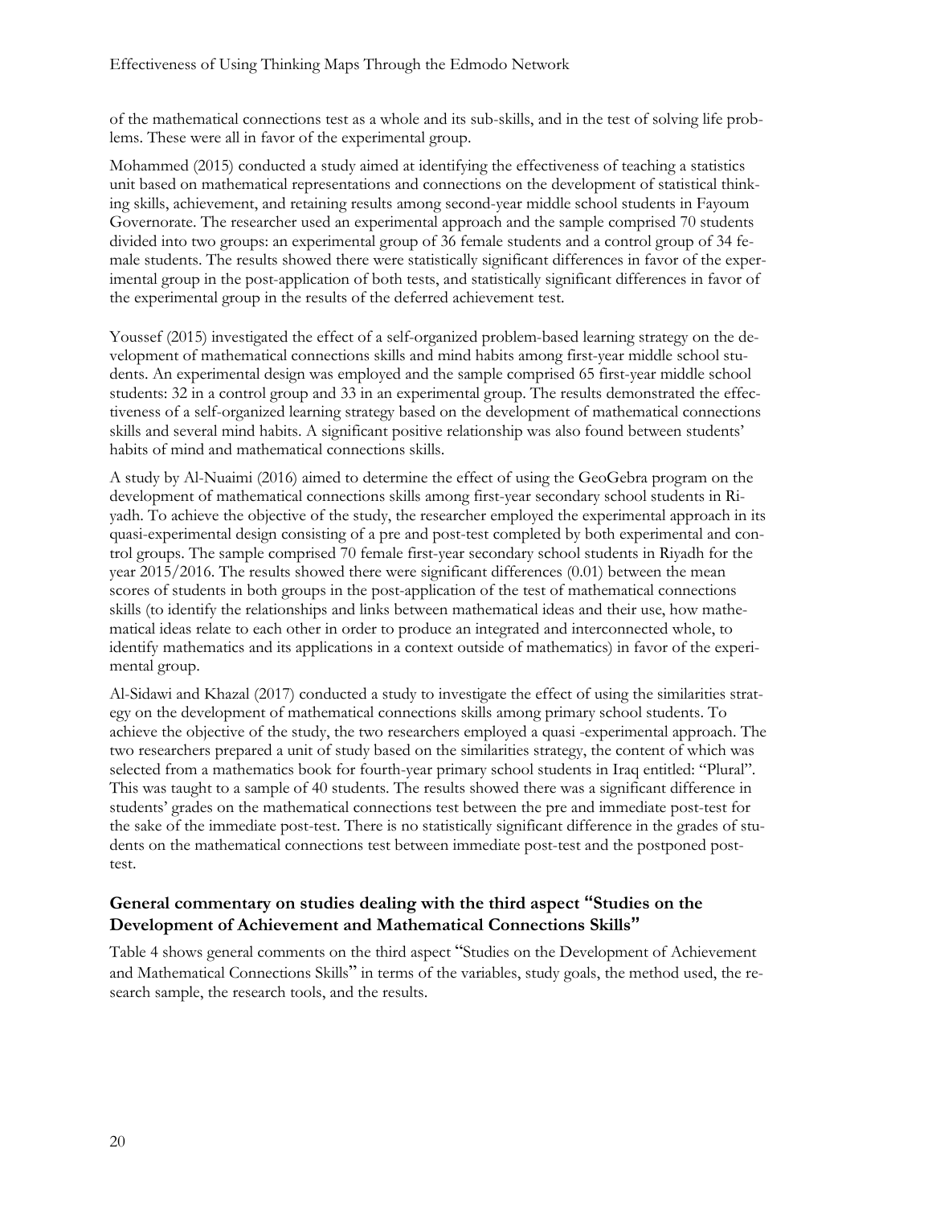of the mathematical connections test as a whole and its sub-skills, and in the test of solving life problems. These were all in favor of the experimental group.

Mohammed (2015) conducted a study aimed at identifying the effectiveness of teaching a statistics unit based on mathematical representations and connections on the development of statistical thinking skills, achievement, and retaining results among second-year middle school students in Fayoum Governorate. The researcher used an experimental approach and the sample comprised 70 students divided into two groups: an experimental group of 36 female students and a control group of 34 female students. The results showed there were statistically significant differences in favor of the experimental group in the post-application of both tests, and statistically significant differences in favor of the experimental group in the results of the deferred achievement test.

Youssef (2015) investigated the effect of a self-organized problem-based learning strategy on the development of mathematical connections skills and mind habits among first-year middle school students. An experimental design was employed and the sample comprised 65 first-year middle school students: 32 in a control group and 33 in an experimental group. The results demonstrated the effectiveness of a self-organized learning strategy based on the development of mathematical connections skills and several mind habits. A significant positive relationship was also found between students' habits of mind and mathematical connections skills.

A study by Al-Nuaimi (2016) aimed to determine the effect of using the GeoGebra program on the development of mathematical connections skills among first-year secondary school students in Riyadh. To achieve the objective of the study, the researcher employed the experimental approach in its quasi-experimental design consisting of a pre and post-test completed by both experimental and control groups. The sample comprised 70 female first-year secondary school students in Riyadh for the year 2015/2016. The results showed there were significant differences (0.01) between the mean scores of students in both groups in the post-application of the test of mathematical connections skills (to identify the relationships and links between mathematical ideas and their use, how mathematical ideas relate to each other in order to produce an integrated and interconnected whole, to identify mathematics and its applications in a context outside of mathematics) in favor of the experimental group.

Al-Sidawi and Khazal (2017) conducted a study to investigate the effect of using the similarities strategy on the development of mathematical connections skills among primary school students. To achieve the objective of the study, the two researchers employed a quasi -experimental approach. The two researchers prepared a unit of study based on the similarities strategy, the content of which was selected from a mathematics book for fourth-year primary school students in Iraq entitled: "Plural". This was taught to a sample of 40 students. The results showed there was a significant difference in students' grades on the mathematical connections test between the pre and immediate post-test for the sake of the immediate post-test. There is no statistically significant difference in the grades of students on the mathematical connections test between immediate post-test and the postponed post-test.

### General commentary on studies dealing with the third aspect "Studies on the Development of Achievement and Mathematical Connections Skills"

Table 4 shows general comments on the third aspect "Studies on the Development of Achievement and Mathematical Connections Skills" in terms of the variables, study goals, the method used, the research sample, the research tools, and the results.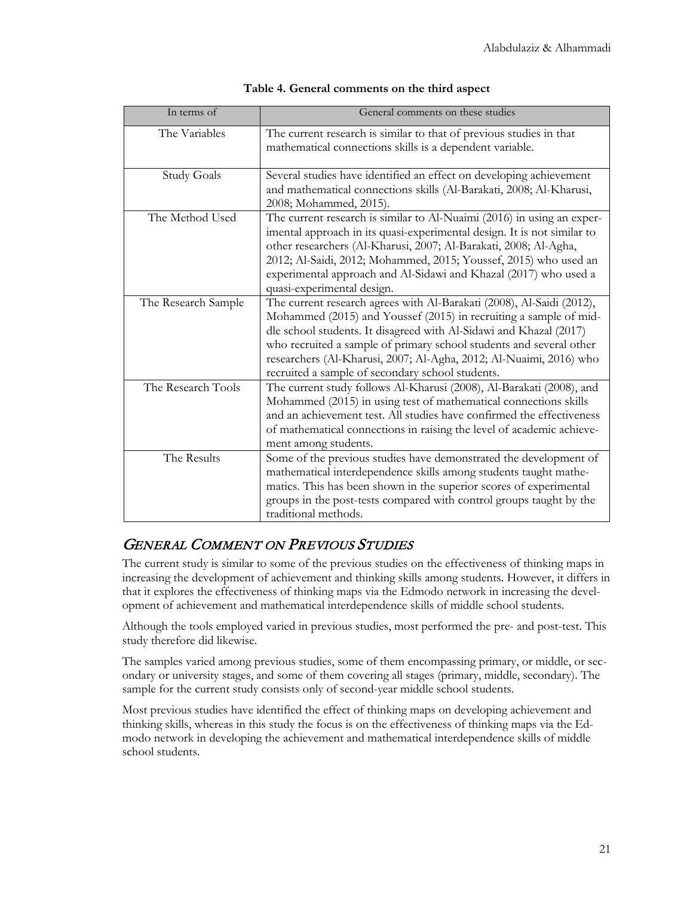**Table 4. General comments on the third aspect**

| In terms of | General comments on these studies |
|---|---|
| The Variables | The current research is similar to that of previous studies in that mathematical connections skills is a dependent variable. |
| Study Goals | Several studies have identified an effect on developing achievement and mathematical connections skills (Al-Barakati, 2008; Al-Kharusi, 2008; Mohammed, 2015). |
| The Method Used | The current research is similar to Al-Nuaimi (2016) in using an experimental approach in its quasi-experimental design. It is not similar to other researchers (Al-Kharusi, 2007; Al-Barakati, 2008; Al-Agha, 2012; Al-Saidi, 2012; Mohammed, 2015; Youssef, 2015) who used an experimental approach and Al-Sidawi and Khazal (2017) who used a quasi-experimental design. |
| The Research Sample | The current research agrees with Al-Barakati (2008), Al-Saidi (2012), Mohammed (2015) and Youssef (2015) in recruiting a sample of middle school students. It disagreed with Al-Sidawi and Khazal (2017) who recruited a sample of primary school students and several other researchers (Al-Kharusi, 2007; Al-Agha, 2012; Al-Nuaimi, 2016) who recruited a sample of secondary school students. |
| The Research Tools | The current study follows Al-Kharusi (2008), Al-Barakati (2008), and Mohammed (2015) in using test of mathematical connections skills and an achievement test. All studies have confirmed the effectiveness of mathematical connections in raising the level of academic achievement among students. |
| The Results | Some of the previous studies have demonstrated the development of mathematical interdependence skills among students taught mathematics. This has been shown in the superior scores of experimental groups in the post-tests compared with control groups taught by the traditional methods. |

## *General Comment on Previous Studies*

The current study is similar to some of the previous studies on the effectiveness of thinking maps in increasing the development of achievement and thinking skills among students. However, it differs in that it explores the effectiveness of thinking maps via the Edmodo network in increasing the development of achievement and mathematical interdependence skills of middle school students.

Although the tools employed varied in previous studies, most performed the pre- and post-test. This study therefore did likewise.

The samples varied among previous studies, some of them encompassing primary, or middle, or secondary or university stages, and some of them covering all stages (primary, middle, secondary). The sample for the current study consists only of second-year middle school students.

Most previous studies have identified the effect of thinking maps on developing achievement and thinking skills, whereas in this study the focus is on the effectiveness of thinking maps via the Edmodo network in developing the achievement and mathematical interdependence skills of middle school students.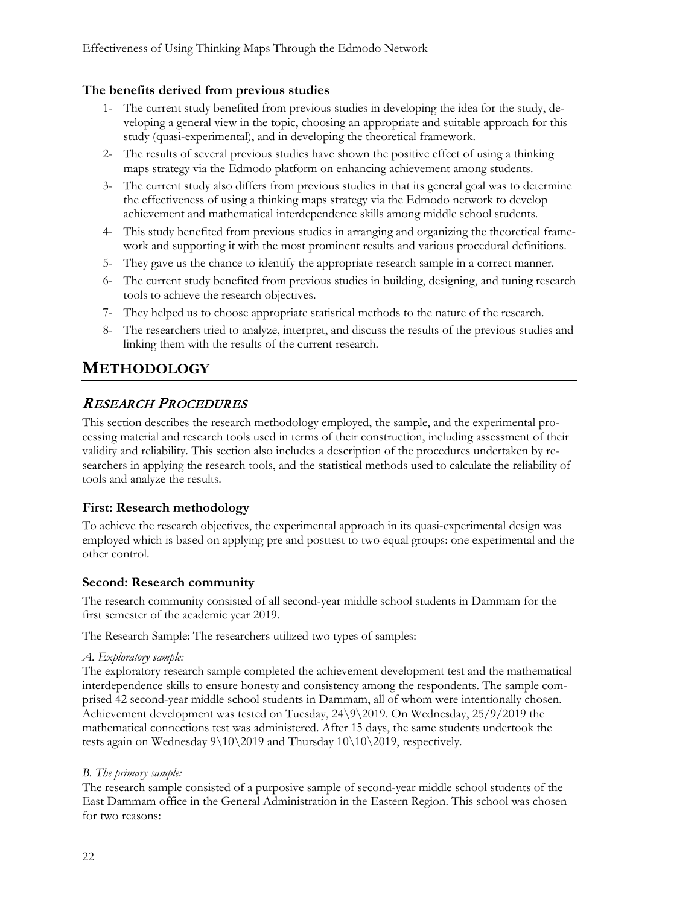### The benefits derived from previous studies

1- The current study benefited from previous studies in developing the idea for the study, developing a general view in the topic, choosing an appropriate and suitable approach for this study (quasi-experimental), and in developing the theoretical framework.

2- The results of several previous studies have shown the positive effect of using a thinking maps strategy via the Edmodo platform on enhancing achievement among students.

3- The current study also differs from previous studies in that its general goal was to determine the effectiveness of using a thinking maps strategy via the Edmodo network to develop achievement and mathematical interdependence skills among middle school students.

4- This study benefited from previous studies in arranging and organizing the theoretical framework and supporting it with the most prominent results and various procedural definitions.

5- They gave us the chance to identify the appropriate research sample in a correct manner.

6- The current study benefited from previous studies in building, designing, and tuning research tools to achieve the research objectives.

7- They helped us to choose appropriate statistical methods to the nature of the research.

8- The researchers tried to analyze, interpret, and discuss the results of the previous studies and linking them with the results of the current research.

# METHODOLOGY

## *RESEARCH PROCEDURES*

This section describes the research methodology employed, the sample, and the experimental processing material and research tools used in terms of their construction, including assessment of their validity and reliability. This section also includes a description of the procedures undertaken by researchers in applying the research tools, and the statistical methods used to calculate the reliability of tools and analyze the results.

### First: Research methodology

To achieve the research objectives, the experimental approach in its quasi-experimental design was employed which is based on applying pre and posttest to two equal groups: one experimental and the other control.

### Second: Research community

The research community consisted of all second-year middle school students in Dammam for the first semester of the academic year 2019.

The Research Sample: The researchers utilized two types of samples:

*A. Exploratory sample:*
The exploratory research sample completed the achievement development test and the mathematical interdependence skills to ensure honesty and consistency among the respondents. The sample comprised 42 second-year middle school students in Dammam, all of whom were intentionally chosen. Achievement development was tested on Tuesday, 24\9\2019. On Wednesday, 25/9/2019 the mathematical connections test was administered. After 15 days, the same students undertook the tests again on Wednesday 9\10\2019 and Thursday 10\10\2019, respectively.

*B. The primary sample:*
The research sample consisted of a purposive sample of second-year middle school students of the East Dammam office in the General Administration in the Eastern Region. This school was chosen for two reasons: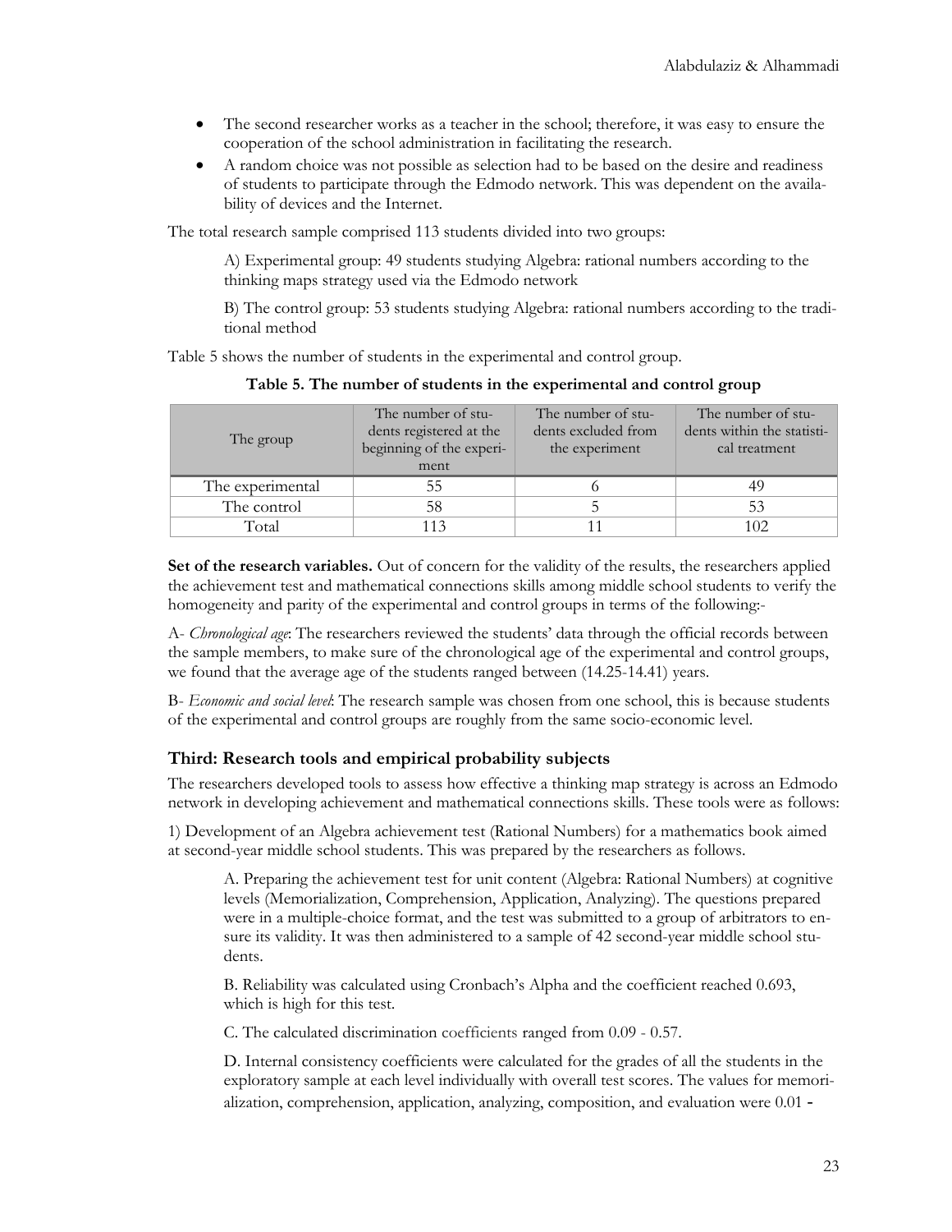- The second researcher works as a teacher in the school; therefore, it was easy to ensure the cooperation of the school administration in facilitating the research.
- A random choice was not possible as selection had to be based on the desire and readiness of students to participate through the Edmodo network. This was dependent on the availability of devices and the Internet.

The total research sample comprised 113 students divided into two groups:

A) Experimental group: 49 students studying Algebra: rational numbers according to the thinking maps strategy used via the Edmodo network

B) The control group: 53 students studying Algebra: rational numbers according to the traditional method

Table 5 shows the number of students in the experimental and control group.

**Table 5. The number of students in the experimental and control group**

| The group | The number of students registered at the beginning of the experiment | The number of students excluded from the experiment | The number of students within the statistical treatment |
|---|---|---|---|
| The experimental | 55 | 6 | 49 |
| The control | 58 | 5 | 53 |
| Total | 113 | 11 | 102 |

**Set of the research variables.** Out of concern for the validity of the results, the researchers applied the achievement test and mathematical connections skills among middle school students to verify the homogeneity and parity of the experimental and control groups in terms of the following:-

A- *Chronological age*: The researchers reviewed the students' data through the official records between the sample members, to make sure of the chronological age of the experimental and control groups, we found that the average age of the students ranged between (14.25-14.41) years.

B- *Economic and social level*: The research sample was chosen from one school, this is because students of the experimental and control groups are roughly from the same socio-economic level.

### Third: Research tools and empirical probability subjects

The researchers developed tools to assess how effective a thinking map strategy is across an Edmodo network in developing achievement and mathematical connections skills. These tools were as follows:

1) Development of an Algebra achievement test (Rational Numbers) for a mathematics book aimed at second-year middle school students. This was prepared by the researchers as follows.

A. Preparing the achievement test for unit content (Algebra: Rational Numbers) at cognitive levels (Memorialization, Comprehension, Application, Analyzing). The questions prepared were in a multiple-choice format, and the test was submitted to a group of arbitrators to ensure its validity. It was then administered to a sample of 42 second-year middle school students.

B. Reliability was calculated using Cronbach's Alpha and the coefficient reached 0.693, which is high for this test.

C. The calculated discrimination coefficients ranged from 0.09 - 0.57.

D. Internal consistency coefficients were calculated for the grades of all the students in the exploratory sample at each level individually with overall test scores. The values for memorialization, comprehension, application, analyzing, composition, and evaluation were 0.01 -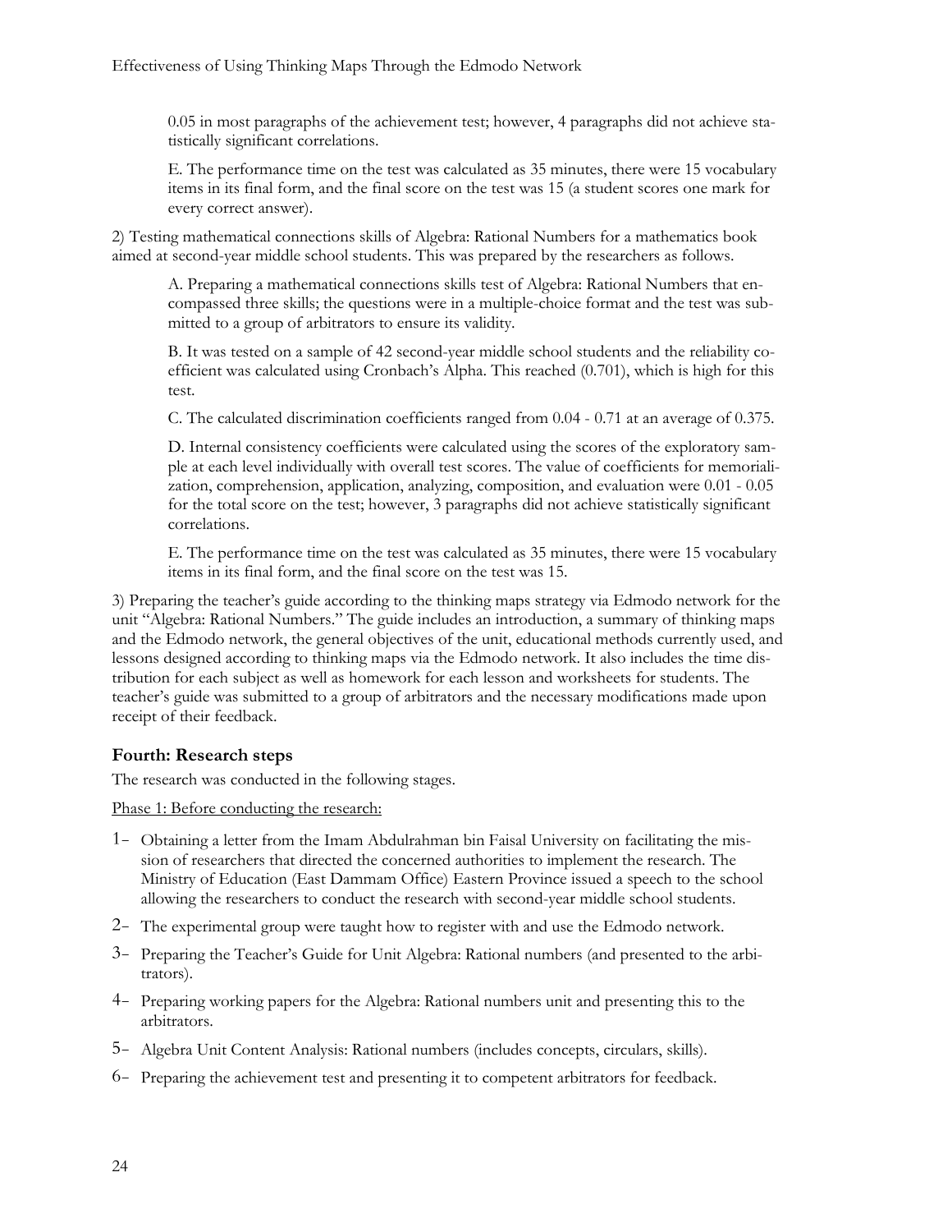0.05 in most paragraphs of the achievement test; however, 4 paragraphs did not achieve statistically significant correlations.

E. The performance time on the test was calculated as 35 minutes, there were 15 vocabulary items in its final form, and the final score on the test was 15 (a student scores one mark for every correct answer).

2) Testing mathematical connections skills of Algebra: Rational Numbers for a mathematics book aimed at second-year middle school students. This was prepared by the researchers as follows.

A. Preparing a mathematical connections skills test of Algebra: Rational Numbers that encompassed three skills; the questions were in a multiple-choice format and the test was submitted to a group of arbitrators to ensure its validity.

B. It was tested on a sample of 42 second-year middle school students and the reliability coefficient was calculated using Cronbach's Alpha. This reached (0.701), which is high for this test.

C. The calculated discrimination coefficients ranged from 0.04 - 0.71 at an average of 0.375.

D. Internal consistency coefficients were calculated using the scores of the exploratory sample at each level individually with overall test scores. The value of coefficients for memorialization, comprehension, application, analyzing, composition, and evaluation were 0.01 - 0.05 for the total score on the test; however, 3 paragraphs did not achieve statistically significant correlations.

E. The performance time on the test was calculated as 35 minutes, there were 15 vocabulary items in its final form, and the final score on the test was 15.

3) Preparing the teacher's guide according to the thinking maps strategy via Edmodo network for the unit "Algebra: Rational Numbers." The guide includes an introduction, a summary of thinking maps and the Edmodo network, the general objectives of the unit, educational methods currently used, and lessons designed according to thinking maps via the Edmodo network. It also includes the time distribution for each subject as well as homework for each lesson and worksheets for students. The teacher's guide was submitted to a group of arbitrators and the necessary modifications made upon receipt of their feedback.

### Fourth: Research steps

The research was conducted in the following stages.

Phase 1: Before conducting the research:

1- Obtaining a letter from the Imam Abdulrahman bin Faisal University on facilitating the mission of researchers that directed the concerned authorities to implement the research. The Ministry of Education (East Dammam Office) Eastern Province issued a speech to the school allowing the researchers to conduct the research with second-year middle school students.
2- The experimental group were taught how to register with and use the Edmodo network.
3- Preparing the Teacher's Guide for Unit Algebra: Rational numbers (and presented to the arbitrators).
4- Preparing working papers for the Algebra: Rational numbers unit and presenting this to the arbitrators.
5- Algebra Unit Content Analysis: Rational numbers (includes concepts, circulars, skills).
6- Preparing the achievement test and presenting it to competent arbitrators for feedback.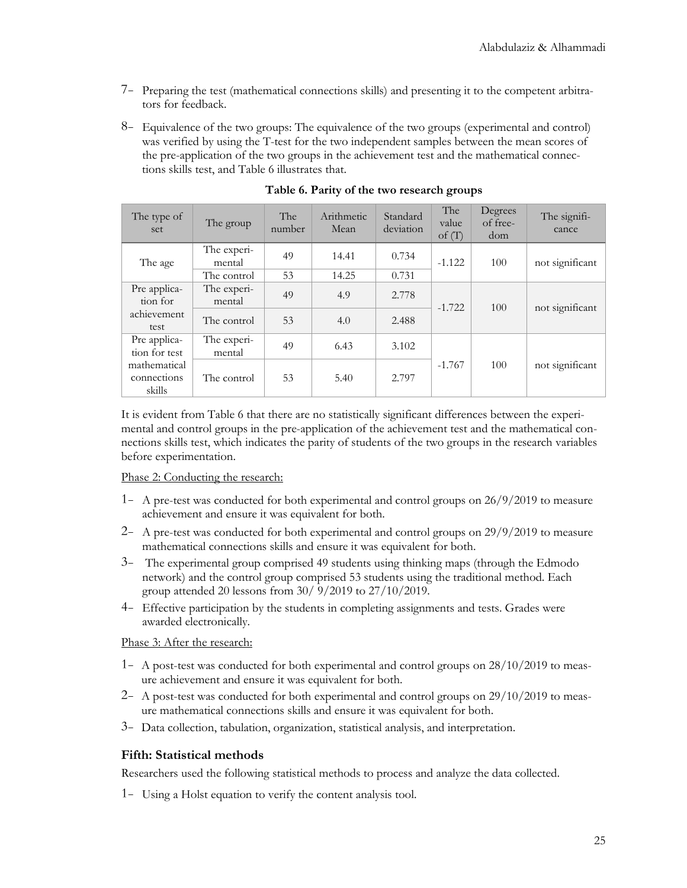7- Preparing the test (mathematical connections skills) and presenting it to the competent arbitrators for feedback.

8- Equivalence of the two groups: The equivalence of the two groups (experimental and control) was verified by using the T-test for the two independent samples between the mean scores of the pre-application of the two groups in the achievement test and the mathematical connections skills test, and Table 6 illustrates that.

**Table 6. Parity of the two research groups**

| The type of set | The group | The number | Arithmetic Mean | Standard deviation | The value of (T) | Degrees of freedom | The significance |
|---|---|---|---|---|---|---|---|
| The age | The experimental | 49 | 14.41 | 0.734 | -1.122 | 100 | not significant |
| | The control | 53 | 14.25 | 0.731 | | | |
| Pre application for achievement test | The experimental | 49 | 4.9 | 2.778 | -1.722 | 100 | not significant |
| | The control | 53 | 4.0 | 2.488 | | | |
| Pre application for test mathematical connections skills | The experimental | 49 | 6.43 | 3.102 | -1.767 | 100 | not significant |
| | The control | 53 | 5.40 | 2.797 | | | |

It is evident from Table 6 that there are no statistically significant differences between the experimental and control groups in the pre-application of the achievement test and the mathematical connections skills test, which indicates the parity of students of the two groups in the research variables before experimentation.

Phase 2: Conducting the research:

1- A pre-test was conducted for both experimental and control groups on 26/9/2019 to measure achievement and ensure it was equivalent for both.

2- A pre-test was conducted for both experimental and control groups on 29/9/2019 to measure mathematical connections skills and ensure it was equivalent for both.

3- The experimental group comprised 49 students using thinking maps (through the Edmodo network) and the control group comprised 53 students using the traditional method. Each group attended 20 lessons from 30/ 9/2019 to 27/10/2019.

4- Effective participation by the students in completing assignments and tests. Grades were awarded electronically.

Phase 3: After the research:

1- A post-test was conducted for both experimental and control groups on 28/10/2019 to measure achievement and ensure it was equivalent for both.

2- A post-test was conducted for both experimental and control groups on 29/10/2019 to measure mathematical connections skills and ensure it was equivalent for both.

3- Data collection, tabulation, organization, statistical analysis, and interpretation.

### Fifth: Statistical methods

Researchers used the following statistical methods to process and analyze the data collected.

1- Using a Holst equation to verify the content analysis tool.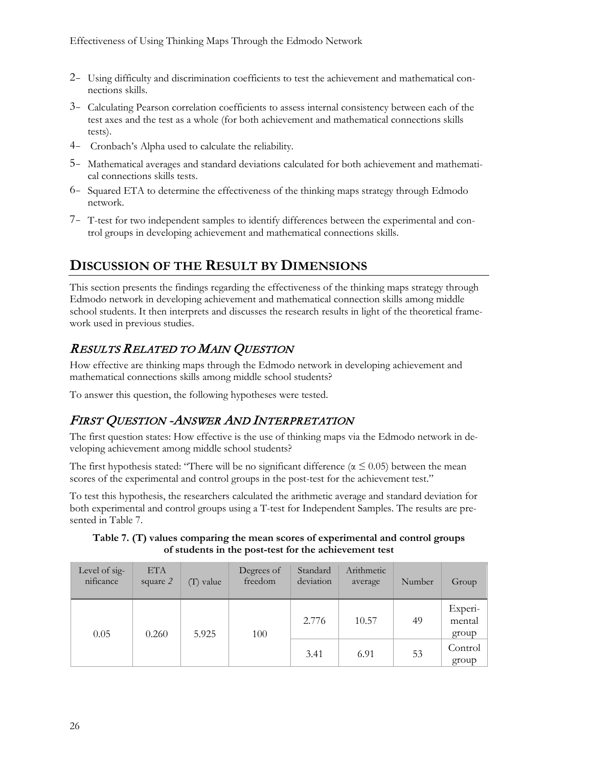2- Using difficulty and discrimination coefficients to test the achievement and mathematical connections skills.

3- Calculating Pearson correlation coefficients to assess internal consistency between each of the test axes and the test as a whole (for both achievement and mathematical connections skills tests).

4- Cronbach's Alpha used to calculate the reliability.

5- Mathematical averages and standard deviations calculated for both achievement and mathematical connections skills tests.

6- Squared ETA to determine the effectiveness of the thinking maps strategy through Edmodo network.

7- T-test for two independent samples to identify differences between the experimental and control groups in developing achievement and mathematical connections skills.

## DISCUSSION OF THE RESULT BY DIMENSIONS

This section presents the findings regarding the effectiveness of the thinking maps strategy through Edmodo network in developing achievement and mathematical connection skills among middle school students. It then interprets and discusses the research results in light of the theoretical framework used in previous studies.

### *RESULTS RELATED TO MAIN QUESTION*

How effective are thinking maps through the Edmodo network in developing achievement and mathematical connections skills among middle school students?

To answer this question, the following hypotheses were tested.

### *FIRST QUESTION -ANSWER AND INTERPRETATION*

The first question states: How effective is the use of thinking maps via the Edmodo network in developing achievement among middle school students?

The first hypothesis stated: "There will be no significant difference ($\alpha \leq 0.05$) between the mean scores of the experimental and control groups in the post-test for the achievement test."

To test this hypothesis, the researchers calculated the arithmetic average and standard deviation for both experimental and control groups using a T-test for Independent Samples. The results are presented in Table 7.

**Table 7. (T) values comparing the mean scores of experimental and control groups of students in the post-test for the achievement test**

| Level of significance | ETA square *2* | (T) value | Degrees of freedom | Standard deviation | Arithmetic average | Number | Group |
|---|---|---|---|---|---|---|---|
| 0.05 | 0.260 | 5.925 | 100 | 2.776 | 10.57 | 49 | Experimental group |
| | | | | 3.41 | 6.91 | 53 | Control group |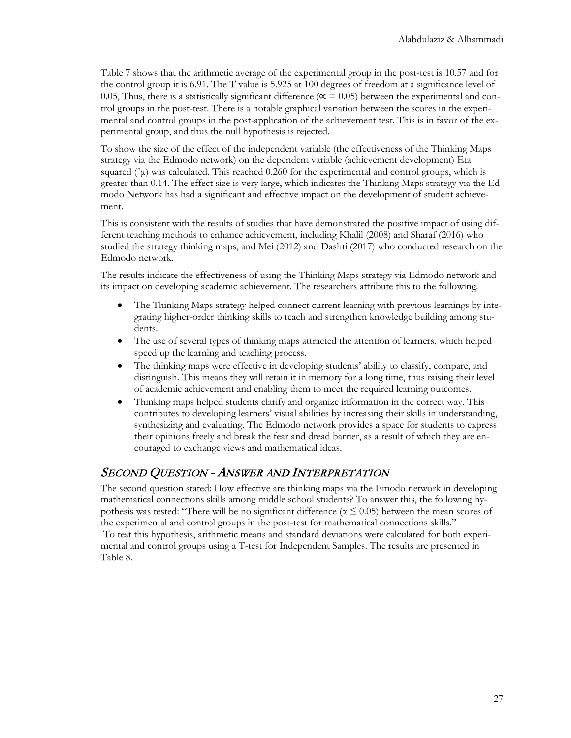Table 7 shows that the arithmetic average of the experimental group in the post-test is 10.57 and for the control group it is 6.91. The T value is 5.925 at 100 degrees of freedom at a significance level of 0.05, Thus, there is a statistically significant difference ($\propto = 0.05$) between the experimental and control groups in the post-test. There is a notable graphical variation between the scores in the experimental and control groups in the post-application of the achievement test. This is in favor of the experimental group, and thus the null hypothesis is rejected.

To show the size of the effect of the independent variable (the effectiveness of the Thinking Maps strategy via the Edmodo network) on the dependent variable (achievement development) Eta squared ($^2\mu$) was calculated. This reached 0.260 for the experimental and control groups, which is greater than 0.14. The effect size is very large, which indicates the Thinking Maps strategy via the Edmodo Network has had a significant and effective impact on the development of student achievement.

This is consistent with the results of studies that have demonstrated the positive impact of using different teaching methods to enhance achievement, including Khalil (2008) and Sharaf (2016) who studied the strategy thinking maps, and Mei (2012) and Dashti (2017) who conducted research on the Edmodo network.

The results indicate the effectiveness of using the Thinking Maps strategy via Edmodo network and its impact on developing academic achievement. The researchers attribute this to the following.

- The Thinking Maps strategy helped connect current learning with previous learnings by integrating higher-order thinking skills to teach and strengthen knowledge building among students.
- The use of several types of thinking maps attracted the attention of learners, which helped speed up the learning and teaching process.
- The thinking maps were effective in developing students' ability to classify, compare, and distinguish. This means they will retain it in memory for a long time, thus raising their level of academic achievement and enabling them to meet the required learning outcomes.
- Thinking maps helped students clarify and organize information in the correct way. This contributes to developing learners' visual abilities by increasing their skills in understanding, synthesizing and evaluating. The Edmodo network provides a space for students to express their opinions freely and break the fear and dread barrier, as a result of which they are encouraged to exchange views and mathematical ideas.

## *Second Question - Answer and Interpretation*

The second question stated: How effective are thinking maps via the Emodo network in developing mathematical connections skills among middle school students? To answer this, the following hypothesis was tested: "There will be no significant difference ($\alpha \leq 0.05$) between the mean scores of the experimental and control groups in the post-test for mathematical connections skills."

To test this hypothesis, arithmetic means and standard deviations were calculated for both experimental and control groups using a T-test for Independent Samples. The results are presented in Table 8.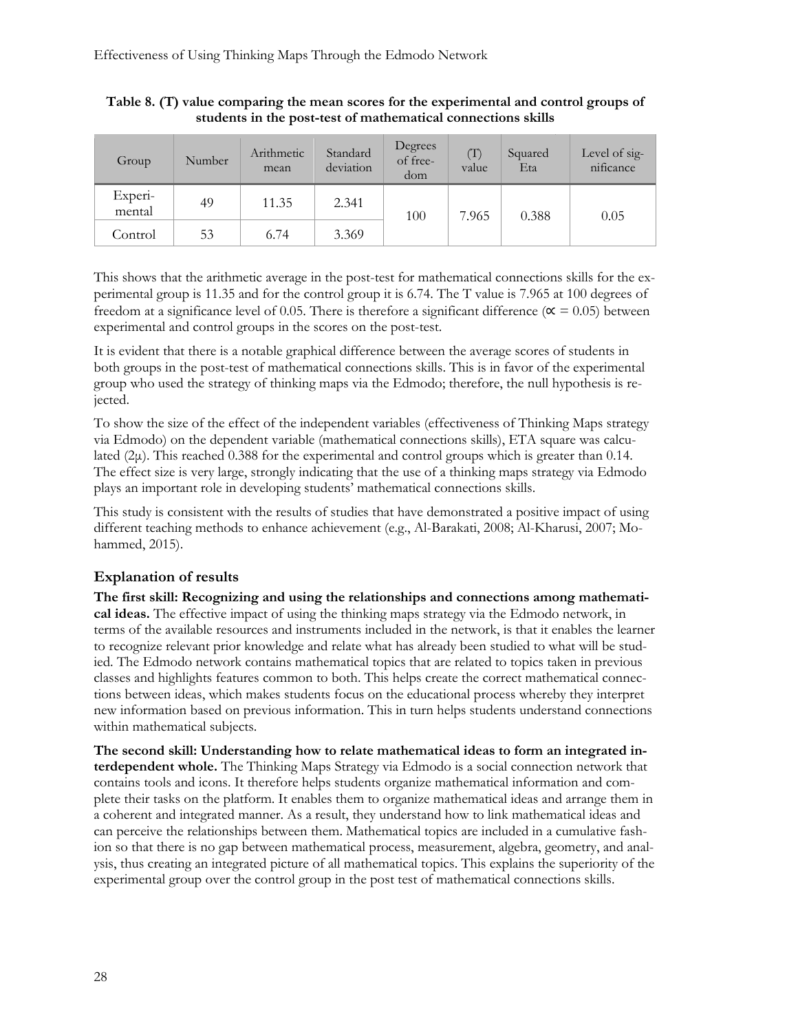**Table 8. (T) value comparing the mean scores for the experimental and control groups of students in the post-test of mathematical connections skills**

| Group | Number | Arithmetic mean | Standard deviation | Degrees of freedom | (T) value | Squared Eta | Level of significance |
|---|---|---|---|---|---|---|---|
| Experimental | 49 | 11.35 | 2.341 | 100 | 7.965 | 0.388 | 0.05 |
| Control | 53 | 6.74 | 3.369 | | | | |

This shows that the arithmetic average in the post-test for mathematical connections skills for the experimental group is 11.35 and for the control group it is 6.74. The T value is 7.965 at 100 degrees of freedom at a significance level of 0.05. There is therefore a significant difference ($\propto = 0.05$) between experimental and control groups in the scores on the post-test.

It is evident that there is a notable graphical difference between the average scores of students in both groups in the post-test of mathematical connections skills. This is in favor of the experimental group who used the strategy of thinking maps via the Edmodo; therefore, the null hypothesis is rejected.

To show the size of the effect of the independent variables (effectiveness of Thinking Maps strategy via Edmodo) on the dependent variable (mathematical connections skills), ETA square was calculated (2µ). This reached 0.388 for the experimental and control groups which is greater than 0.14. The effect size is very large, strongly indicating that the use of a thinking maps strategy via Edmodo plays an important role in developing students' mathematical connections skills.

This study is consistent with the results of studies that have demonstrated a positive impact of using different teaching methods to enhance achievement (e.g., Al-Barakati, 2008; Al-Kharusi, 2007; Mohammed, 2015).

## Explanation of results

**The first skill: Recognizing and using the relationships and connections among mathematical ideas.** The effective impact of using the thinking maps strategy via the Edmodo network, in terms of the available resources and instruments included in the network, is that it enables the learner to recognize relevant prior knowledge and relate what has already been studied to what will be studied. The Edmodo network contains mathematical topics that are related to topics taken in previous classes and highlights features common to both. This helps create the correct mathematical connections between ideas, which makes students focus on the educational process whereby they interpret new information based on previous information. This in turn helps students understand connections within mathematical subjects.

**The second skill: Understanding how to relate mathematical ideas to form an integrated interdependent whole.** The Thinking Maps Strategy via Edmodo is a social connection network that contains tools and icons. It therefore helps students organize mathematical information and complete their tasks on the platform. It enables them to organize mathematical ideas and arrange them in a coherent and integrated manner. As a result, they understand how to link mathematical ideas and can perceive the relationships between them. Mathematical topics are included in a cumulative fashion so that there is no gap between mathematical process, measurement, algebra, geometry, and analysis, thus creating an integrated picture of all mathematical topics. This explains the superiority of the experimental group over the control group in the post test of mathematical connections skills.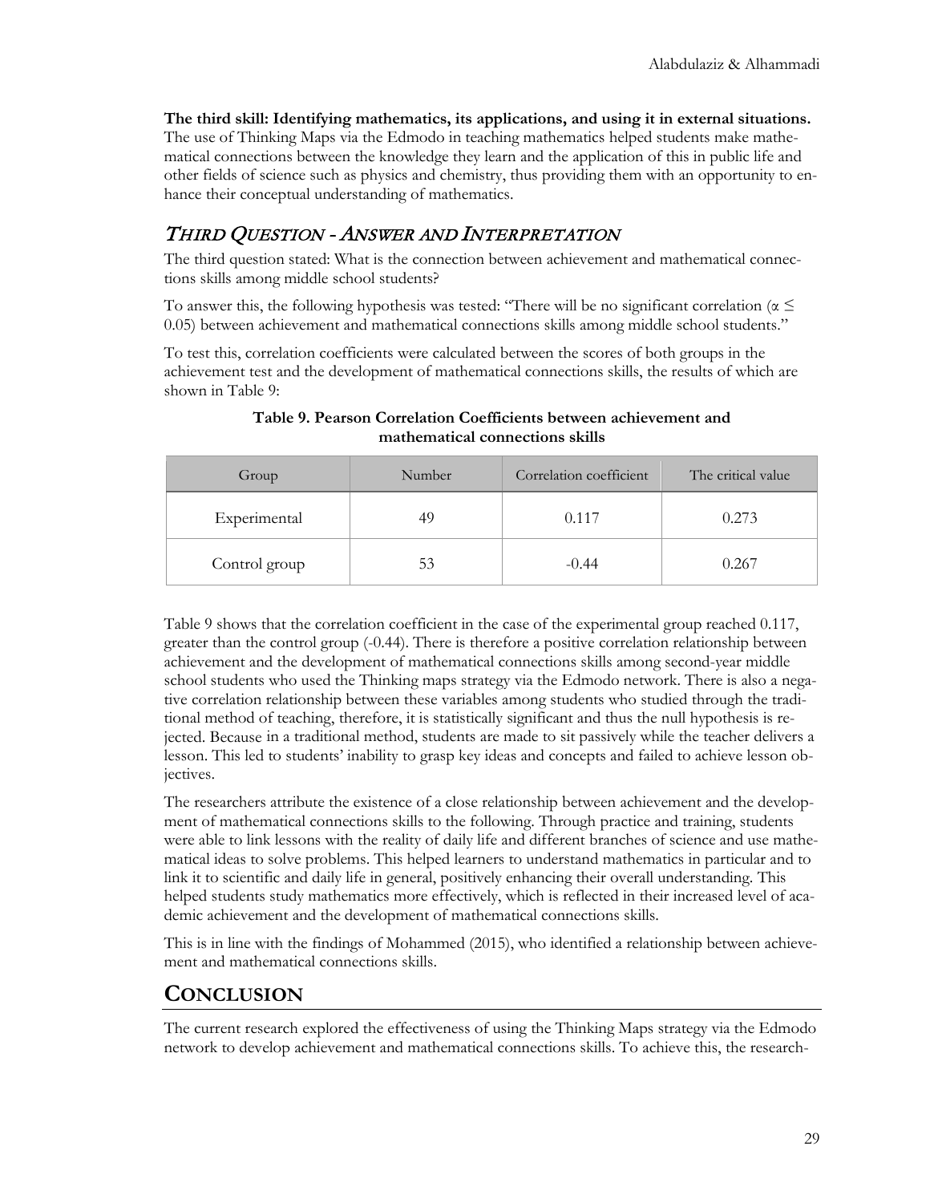**The third skill: Identifying mathematics, its applications, and using it in external situations.** The use of Thinking Maps via the Edmodo in teaching mathematics helped students make mathematical connections between the knowledge they learn and the application of this in public life and other fields of science such as physics and chemistry, thus providing them with an opportunity to enhance their conceptual understanding of mathematics.

## *Third Question - Answer and Interpretation*

The third question stated: What is the connection between achievement and mathematical connections skills among middle school students?

To answer this, the following hypothesis was tested: "There will be no significant correlation ($\alpha \leq 0.05$) between achievement and mathematical connections skills among middle school students."

To test this, correlation coefficients were calculated between the scores of both groups in the achievement test and the development of mathematical connections skills, the results of which are shown in Table 9:

**Table 9. Pearson Correlation Coefficients between achievement and mathematical connections skills**

| Group | Number | Correlation coefficient | The critical value |
|---|---|---|---|
| Experimental | 49 | 0.117 | 0.273 |
| Control group | 53 | -0.44 | 0.267 |

Table 9 shows that the correlation coefficient in the case of the experimental group reached 0.117, greater than the control group (-0.44). There is therefore a positive correlation relationship between achievement and the development of mathematical connections skills among second-year middle school students who used the Thinking maps strategy via the Edmodo network. There is also a negative correlation relationship between these variables among students who studied through the traditional method of teaching, therefore, it is statistically significant and thus the null hypothesis is rejected. Because in a traditional method, students are made to sit passively while the teacher delivers a lesson. This led to students' inability to grasp key ideas and concepts and failed to achieve lesson objectives.

The researchers attribute the existence of a close relationship between achievement and the development of mathematical connections skills to the following. Through practice and training, students were able to link lessons with the reality of daily life and different branches of science and use mathematical ideas to solve problems. This helped learners to understand mathematics in particular and to link it to scientific and daily life in general, positively enhancing their overall understanding. This helped students study mathematics more effectively, which is reflected in their increased level of academic achievement and the development of mathematical connections skills.

This is in line with the findings of Mohammed (2015), who identified a relationship between achievement and mathematical connections skills.

# Conclusion

The current research explored the effectiveness of using the Thinking Maps strategy via the Edmodo network to develop achievement and mathematical connections skills. To achieve this, the research-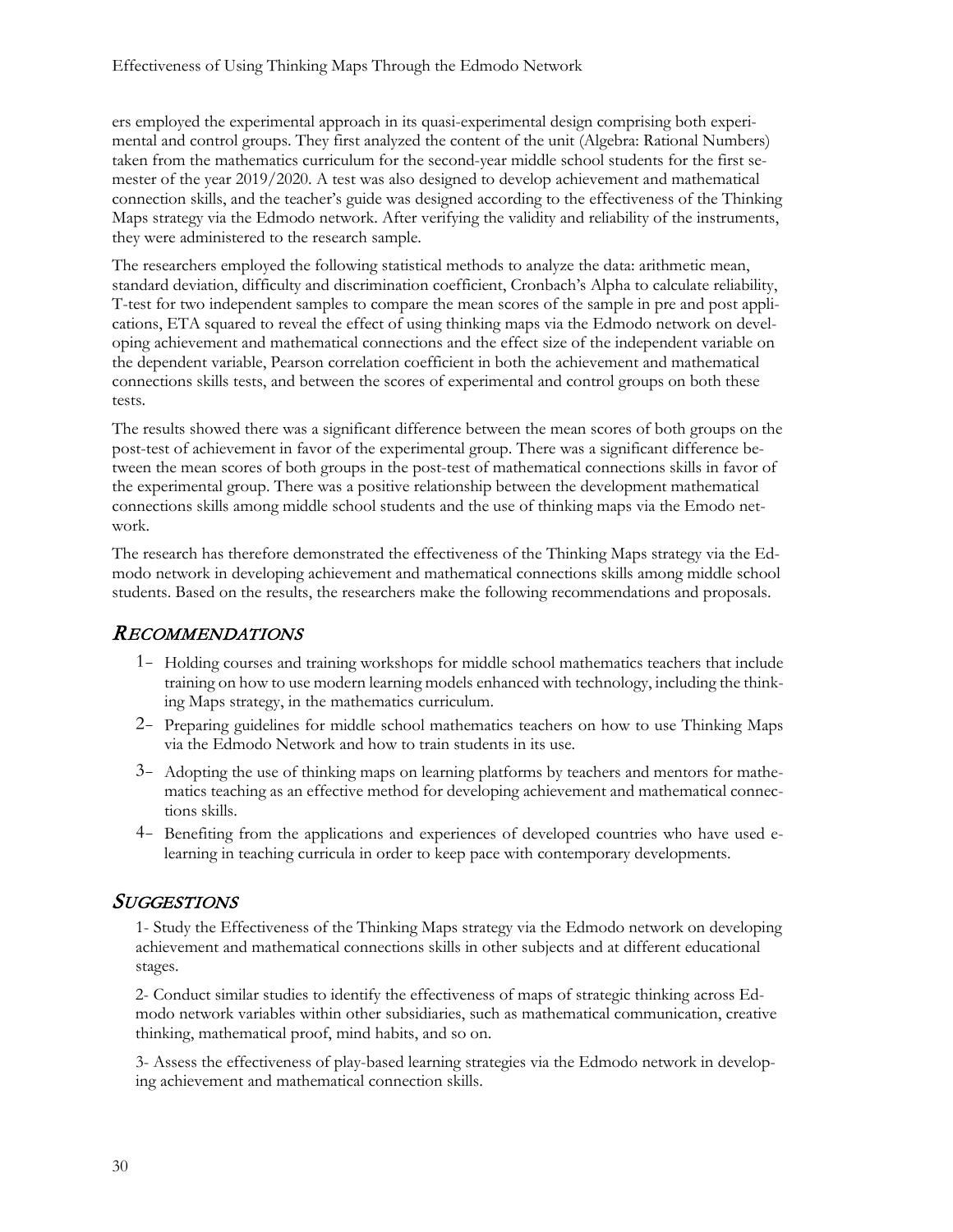ers employed the experimental approach in its quasi-experimental design comprising both experimental and control groups. They first analyzed the content of the unit (Algebra: Rational Numbers) taken from the mathematics curriculum for the second-year middle school students for the first semester of the year 2019/2020. A test was also designed to develop achievement and mathematical connection skills, and the teacher's guide was designed according to the effectiveness of the Thinking Maps strategy via the Edmodo network. After verifying the validity and reliability of the instruments, they were administered to the research sample.

The researchers employed the following statistical methods to analyze the data: arithmetic mean, standard deviation, difficulty and discrimination coefficient, Cronbach's Alpha to calculate reliability, T-test for two independent samples to compare the mean scores of the sample in pre and post applications, ETA squared to reveal the effect of using thinking maps via the Edmodo network on developing achievement and mathematical connections and the effect size of the independent variable on the dependent variable, Pearson correlation coefficient in both the achievement and mathematical connections skills tests, and between the scores of experimental and control groups on both these tests.

The results showed there was a significant difference between the mean scores of both groups on the post-test of achievement in favor of the experimental group. There was a significant difference between the mean scores of both groups in the post-test of mathematical connections skills in favor of the experimental group. There was a positive relationship between the development mathematical connections skills among middle school students and the use of thinking maps via the Emodo network.

The research has therefore demonstrated the effectiveness of the Thinking Maps strategy via the Edmodo network in developing achievement and mathematical connections skills among middle school students. Based on the results, the researchers make the following recommendations and proposals.

## RECOMMENDATIONS

1- Holding courses and training workshops for middle school mathematics teachers that include training on how to use modern learning models enhanced with technology, including the thinking Maps strategy, in the mathematics curriculum.

2- Preparing guidelines for middle school mathematics teachers on how to use Thinking Maps via the Edmodo Network and how to train students in its use.

3- Adopting the use of thinking maps on learning platforms by teachers and mentors for mathematics teaching as an effective method for developing achievement and mathematical connections skills.

4- Benefiting from the applications and experiences of developed countries who have used e-learning in teaching curricula in order to keep pace with contemporary developments.

## SUGGESTIONS

1- Study the Effectiveness of the Thinking Maps strategy via the Edmodo network on developing achievement and mathematical connections skills in other subjects and at different educational stages.

2- Conduct similar studies to identify the effectiveness of maps of strategic thinking across Edmodo network variables within other subsidiaries, such as mathematical communication, creative thinking, mathematical proof, mind habits, and so on.

3- Assess the effectiveness of play-based learning strategies via the Edmodo network in developing achievement and mathematical connection skills.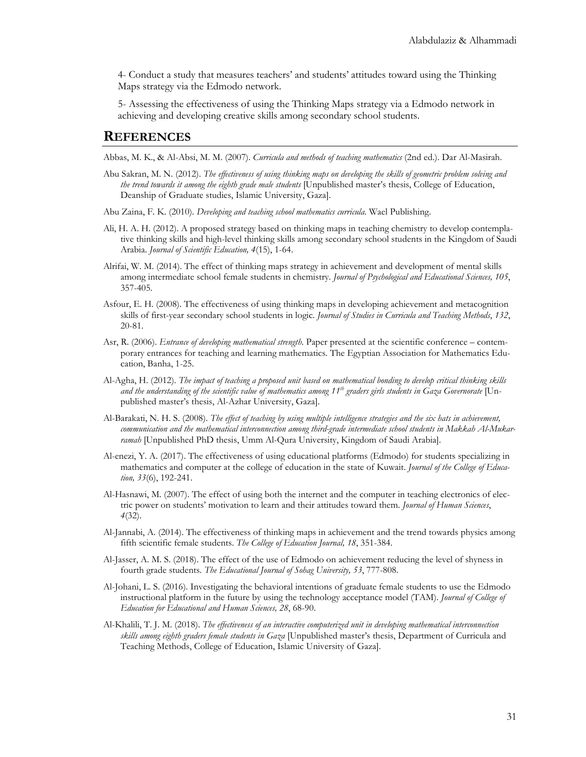4- Conduct a study that measures teachers' and students' attitudes toward using the Thinking Maps strategy via the Edmodo network.

5- Assessing the effectiveness of using the Thinking Maps strategy via a Edmodo network in achieving and developing creative skills among secondary school students.

## REFERENCES

Abbas, M. K., & Al-Absi, M. M. (2007). *Curricula and methods of teaching mathematics* (2nd ed.). Dar Al-Masirah.

Abu Sakran, M. N. (2012). *The effectiveness of using thinking maps on developing the skills of geometric problem solving and the trend towards it among the eighth grade male students* [Unpublished master's thesis, College of Education, Deanship of Graduate studies, Islamic University, Gaza].

Abu Zaina, F. K. (2010). *Developing and teaching school mathematics curricula*. Wael Publishing.

Ali, H. A. H. (2012). A proposed strategy based on thinking maps in teaching chemistry to develop contemplative thinking skills and high-level thinking skills among secondary school students in the Kingdom of Saudi Arabia. *Journal of Scientific Education, 4*(15), 1-64.

Alrifai, W. M. (2014). The effect of thinking maps strategy in achievement and development of mental skills among intermediate school female students in chemistry. *Journal of Psychological and Educational Sciences, 105*, 357-405.

Asfour, E. H. (2008). The effectiveness of using thinking maps in developing achievement and metacognition skills of first-year secondary school students in logic. *Journal of Studies in Curricula and Teaching Methods*, *132*, 20-81.

Asr, R. (2006). *Entrance of developing mathematical strength*. Paper presented at the scientific conference – contemporary entrances for teaching and learning mathematics. The Egyptian Association for Mathematics Education, Banha, 1-25.

Al-Agha, H. (2012). *The impact of teaching a proposed unit based on mathematical bonding to develop critical thinking skills and the understanding of the scientific value of mathematics among 11th graders girls students in Gaza Governorate* [Unpublished master's thesis, Al-Azhar University, Gaza].

Al-Barakati, N. H. S. (2008). *The effect of teaching by using multiple intelligence strategies and the six hats in achievement, communication and the mathematical interconnection among third-grade intermediate school students in Makkah Al-Mukarramah* [Unpublished PhD thesis, Umm Al-Qura University, Kingdom of Saudi Arabia].

Al-enezi, Y. A. (2017). The effectiveness of using educational platforms (Edmodo) for students specializing in mathematics and computer at the college of education in the state of Kuwait. *Journal of the College of Education, 33*(6), 192-241.

Al-Hasnawi, M. (2007). The effect of using both the internet and the computer in teaching electronics of electric power on students' motivation to learn and their attitudes toward them. *Journal of Human Sciences*, *4*(32).

Al-Jannabi, A. (2014). The effectiveness of thinking maps in achievement and the trend towards physics among fifth scientific female students. *The College of Education Journal, 18*, 351-384.

Al-Jasser, A. M. S. (2018). The effect of the use of Edmodo on achievement reducing the level of shyness in fourth grade students. *The Educational Journal of Sohag University, 53*, 777-808.

Al-Johani, L. S. (2016). Investigating the behavioral intentions of graduate female students to use the Edmodo instructional platform in the future by using the technology acceptance model (TAM). *Journal of College of Education for Educational and Human Sciences, 28*, 68-90.

Al-Khalili, T. J. M. (2018). *The effectiveness of an interactive computerized unit in developing mathematical interconnection skills among eighth graders female students in Gaza* [Unpublished master's thesis, Department of Curricula and Teaching Methods, College of Education, Islamic University of Gaza].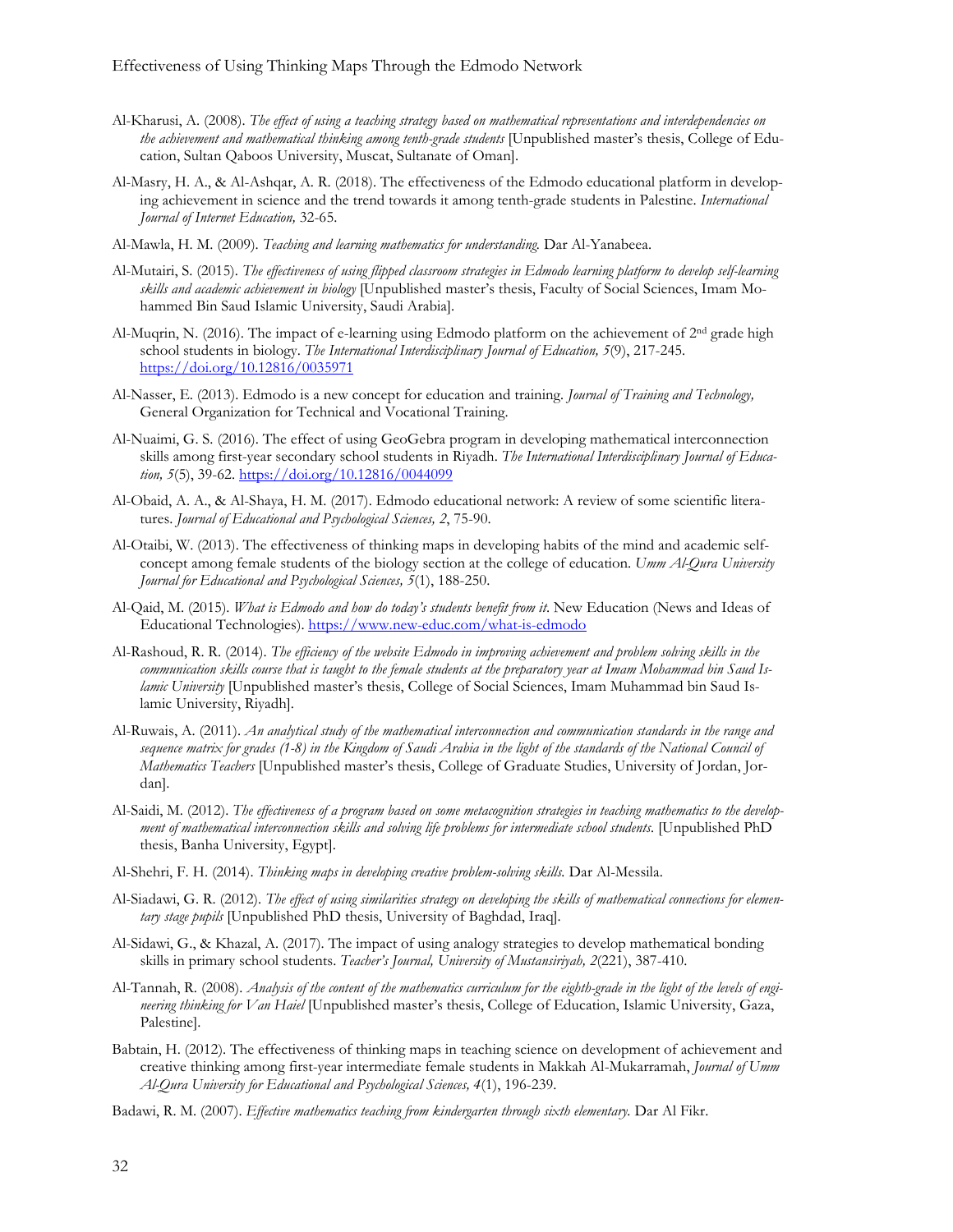Al-Kharusi, A. (2008). *The effect of using a teaching strategy based on mathematical representations and interdependencies on the achievement and mathematical thinking among tenth-grade students* [Unpublished master's thesis, College of Education, Sultan Qaboos University, Muscat, Sultanate of Oman].

Al-Masry, H. A., & Al-Ashqar, A. R. (2018). The effectiveness of the Edmodo educational platform in developing achievement in science and the trend towards it among tenth-grade students in Palestine. *International Journal of Internet Education,* 32-65.

Al-Mawla, H. M. (2009). *Teaching and learning mathematics for understanding.* Dar Al-Yanabeea.

Al-Mutairi, S. (2015). *The effectiveness of using flipped classroom strategies in Edmodo learning platform to develop self-learning skills and academic achievement in biology* [Unpublished master's thesis, Faculty of Social Sciences, Imam Mohammed Bin Saud Islamic University, Saudi Arabia].

Al-Muqrin, N. (2016). The impact of e-learning using Edmodo platform on the achievement of 2nd grade high school students in biology. *The International Interdisciplinary Journal of Education, 5*(9), 217-245. https://doi.org/10.12816/0035971

Al-Nasser, E. (2013). Edmodo is a new concept for education and training. *Journal of Training and Technology,* General Organization for Technical and Vocational Training.

Al-Nuaimi, G. S. (2016). The effect of using GeoGebra program in developing mathematical interconnection skills among first-year secondary school students in Riyadh. *The International Interdisciplinary Journal of Education, 5*(5), 39-62. https://doi.org/10.12816/0044099

Al-Obaid, A. A., & Al-Shaya, H. M. (2017). Edmodo educational network: A review of some scientific literatures. *Journal of Educational and Psychological Sciences, 2*, 75-90.

Al-Otaibi, W. (2013). The effectiveness of thinking maps in developing habits of the mind and academic self-concept among female students of the biology section at the college of education. *Umm Al-Qura University Journal for Educational and Psychological Sciences, 5*(1), 188-250.

Al-Qaid, M. (2015). *What is Edmodo and how do today's students benefit from it*. New Education (News and Ideas of Educational Technologies). https://www.new-educ.com/what-is-edmodo

Al-Rashoud, R. R. (2014). *The efficiency of the website Edmodo in improving achievement and problem solving skills in the communication skills course that is taught to the female students at the preparatory year at Imam Mohammad bin Saud Islamic University* [Unpublished master's thesis, College of Social Sciences, Imam Muhammad bin Saud Islamic University, Riyadh].

Al-Ruwais, A. (2011). *An analytical study of the mathematical interconnection and communication standards in the range and sequence matrix for grades (1-8) in the Kingdom of Saudi Arabia in the light of the standards of the National Council of Mathematics Teachers* [Unpublished master's thesis, College of Graduate Studies, University of Jordan, Jordan].

Al-Saidi, M. (2012). *The effectiveness of a program based on some metacognition strategies in teaching mathematics to the development of mathematical interconnection skills and solving life problems for intermediate school students.* [Unpublished PhD thesis, Banha University, Egypt].

Al-Shehri, F. H. (2014). *Thinking maps in developing creative problem-solving skills.* Dar Al-Messila.

Al-Siadawi, G. R. (2012). *The effect of using similarities strategy on developing the skills of mathematical connections for elementary stage pupils* [Unpublished PhD thesis, University of Baghdad, Iraq].

Al-Sidawi, G., & Khazal, A. (2017). The impact of using analogy strategies to develop mathematical bonding skills in primary school students. *Teacher's Journal, University of Mustansiriyah, 2*(221), 387-410.

Al-Tannah, R. (2008). *Analysis of the content of the mathematics curriculum for the eighth-grade in the light of the levels of engineering thinking for Van Haiel* [Unpublished master's thesis, College of Education, Islamic University, Gaza, Palestine].

Babtain, H. (2012). The effectiveness of thinking maps in teaching science on development of achievement and creative thinking among first-year intermediate female students in Makkah Al-Mukarramah, *Journal of Umm Al-Qura University for Educational and Psychological Sciences, 4*(1), 196-239.

Badawi, R. M. (2007). *Effective mathematics teaching from kindergarten through sixth elementary.* Dar Al Fikr.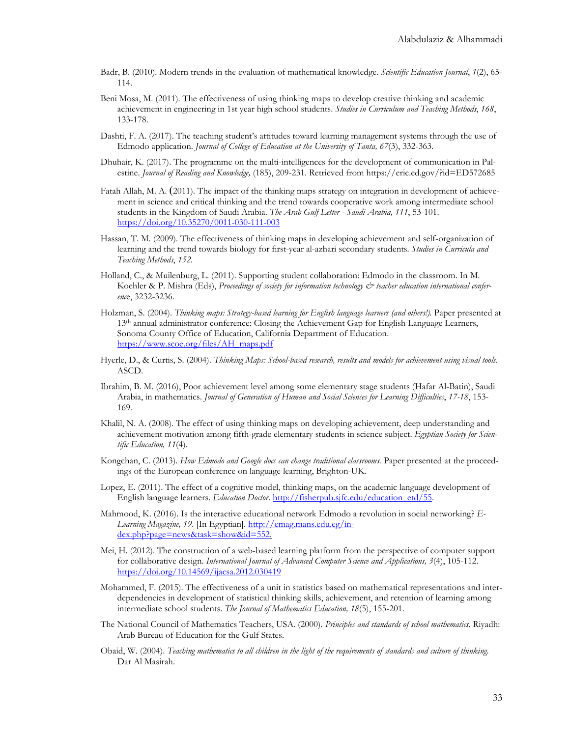Badr, B. (2010). Modern trends in the evaluation of mathematical knowledge. *Scientific Education Journal*, *1*(2), 65-114.

Beni Mosa, M. (2011). The effectiveness of using thinking maps to develop creative thinking and academic achievement in engineering in 1st year high school students. *Studies in Curriculum and Teaching Methods*, *168*, 133-178.

Dashti, F. A. (2017). The teaching student's attitudes toward learning management systems through the use of Edmodo application. *Journal of College of Education at the University of Tanta, 67*(3), 332-363.

Dhuhair, K. (2017). The programme on the multi-intelligences for the development of communication in Palestine. *Journal of Reading and Knowledge,* (185), 209-231. Retrieved from https://eric.ed.gov/?id=ED572685

Fatah Allah, M. A. (2011). The impact of the thinking maps strategy on integration in development of achievement in science and critical thinking and the trend towards cooperative work among intermediate school students in the Kingdom of Saudi Arabia. *The Arab Gulf Letter - Saudi Arabia, 111*, 53-101. https://doi.org/10.35270/0011-030-111-003

Hassan, T. M. (2009). The effectiveness of thinking maps in developing achievement and self-organization of learning and the trend towards biology for first-year al-azhari secondary students. *Studies in Curricula and Teaching Methods*, *152*.

Holland, C., & Muilenburg, L. (2011). Supporting student collaboration: Edmodo in the classroom. In M. Koehler & P. Mishra (Eds), *Proceedings of society for information technology & teacher education international conference*, 3232-3236.

Holzman, S. (2004). *Thinking maps: Strategy-based learning for English language learners (and others!).* Paper presented at 13th annual administrator conference: Closing the Achievement Gap for English Language Learners, Sonoma County Office of Education, California Department of Education. https://www.scoe.org/files/AH_maps.pdf

Hyerle, D., & Curtis, S. (2004). *Thinking Maps: School-based research, results and models for achievement using visual tools.* ASCD.

Ibrahim, B. M. (2016), Poor achievement level among some elementary stage students (Hafar Al-Batin), Saudi Arabia, in mathematics. *Journal of Generation of Human and Social Sciences for Learning Difficulties*, *17-18*, 153-169.

Khalil, N. A. (2008). The effect of using thinking maps on developing achievement, deep understanding and achievement motivation among fifth-grade elementary students in science subject. *Egyptian Society for Scientific Education, 11*(4).

Kongchan, C. (2013). *How Edmodo and Google docs can change traditional classrooms.* Paper presented at the proceedings of the European conference on language learning, Brighton-UK.

Lopez, E. (2011). The effect of a cognitive model, thinking maps, on the academic language development of English language learners. *Education Doctor*. http://fisherpub.sjfc.edu/education_etd/55.

Mahmood, K. (2016). Is the interactive educational network Edmodo a revolution in social networking? *E-Learning Magazine, 19*. [In Egyptian]. http://emag.mans.edu.eg/index.php?page=news&task=show&id=552.

Mei, H. (2012). The construction of a web-based learning platform from the perspective of computer support for collaborative design. *International Journal of Advanced Computer Science and Applications, 3*(4), 105-112. https://doi.org/10.14569/ijacsa.2012.030419

Mohammed, F. (2015). The effectiveness of a unit in statistics based on mathematical representations and interdependencies in development of statistical thinking skills, achievement, and retention of learning among intermediate school students. *The Journal of Mathematics Education, 18*(5), 155-201.

The National Council of Mathematics Teachers, USA. (2000). *Principles and standards of school mathematics*. Riyadh: Arab Bureau of Education for the Gulf States.

Obaid, W. (2004). *Teaching mathematics to all children in the light of the requirements of standards and culture of thinking.* Dar Al Masirah.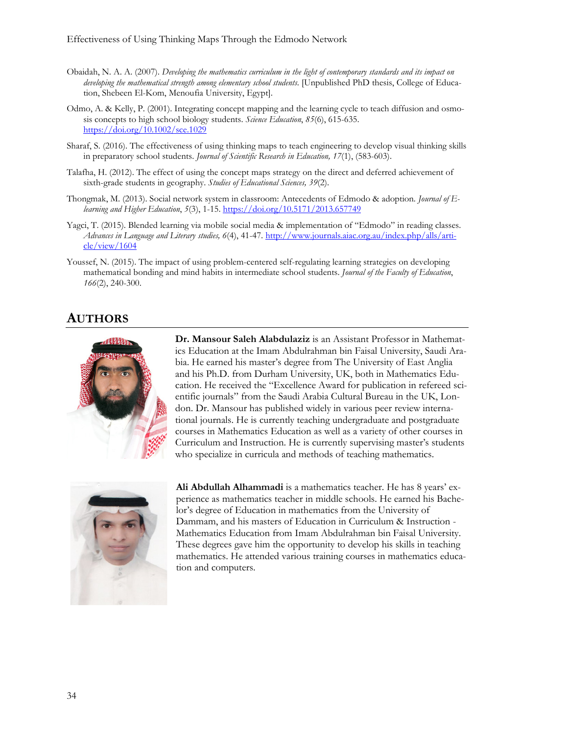Obaidah, N. A. A. (2007). *Developing the mathematics curriculum in the light of contemporary standards and its impact on developing the mathematical strength among elementary school students.* [Unpublished PhD thesis, College of Education, Shebeen El-Kom, Menoufia University, Egypt].

Odmo, A. & Kelly, P. (2001). Integrating concept mapping and the learning cycle to teach diffusion and osmosis concepts to high school biology students. *Science Education*, *85*(6), 615-635. https://doi.org/10.1002/sce.1029

Sharaf, S. (2016). The effectiveness of using thinking maps to teach engineering to develop visual thinking skills in preparatory school students. *Journal of Scientific Research in Education, 17*(1), (583-603).

Talafha, H. (2012). The effect of using the concept maps strategy on the direct and deferred achievement of sixth-grade students in geography. *Studies of Educational Sciences, 39*(2).

Thongmak, M. (2013). Social network system in classroom: Antecedents of Edmodo & adoption. *Journal of E-learning and Higher Education*, *5*(3), 1-15. https://doi.org/10.5171/2013.657749

Yagci, T. (2015). Blended learning via mobile social media & implementation of "Edmodo" in reading classes. *Advances in Language and Literary studies, 6*(4), 41-47. http://www.journals.aiac.org.au/index.php/alls/article/view/1604

Youssef, N. (2015). The impact of using problem-centered self-regulating learning strategies on developing mathematical bonding and mind habits in intermediate school students. *Journal of the Faculty of Education*, *166*(2), 240-300.

## AUTHORS

**Dr. Mansour Saleh Alabdulaziz** is an Assistant Professor in Mathematics Education at the Imam Abdulrahman bin Faisal University, Saudi Arabia. He earned his master's degree from The University of East Anglia and his Ph.D. from Durham University, UK, both in Mathematics Education. He received the "Excellence Award for publication in refereed scientific journals" from the Saudi Arabia Cultural Bureau in the UK, London. Dr. Mansour has published widely in various peer review international journals. He is currently teaching undergraduate and postgraduate courses in Mathematics Education as well as a variety of other courses in Curriculum and Instruction. He is currently supervising master's students who specialize in curricula and methods of teaching mathematics.

**Ali Abdullah Alhammadi** is a mathematics teacher. He has 8 years' experience as mathematics teacher in middle schools. He earned his Bachelor's degree of Education in mathematics from the University of Dammam, and his masters of Education in Curriculum & Instruction - Mathematics Education from Imam Abdulrahman bin Faisal University. These degrees gave him the opportunity to develop his skills in teaching mathematics. He attended various training courses in mathematics education and computers.